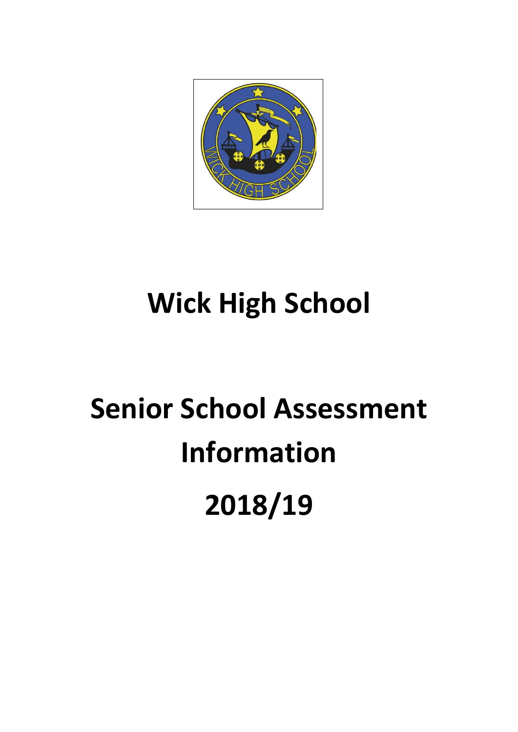# Wick High School

# Senior School Assessment Information

# 2018/19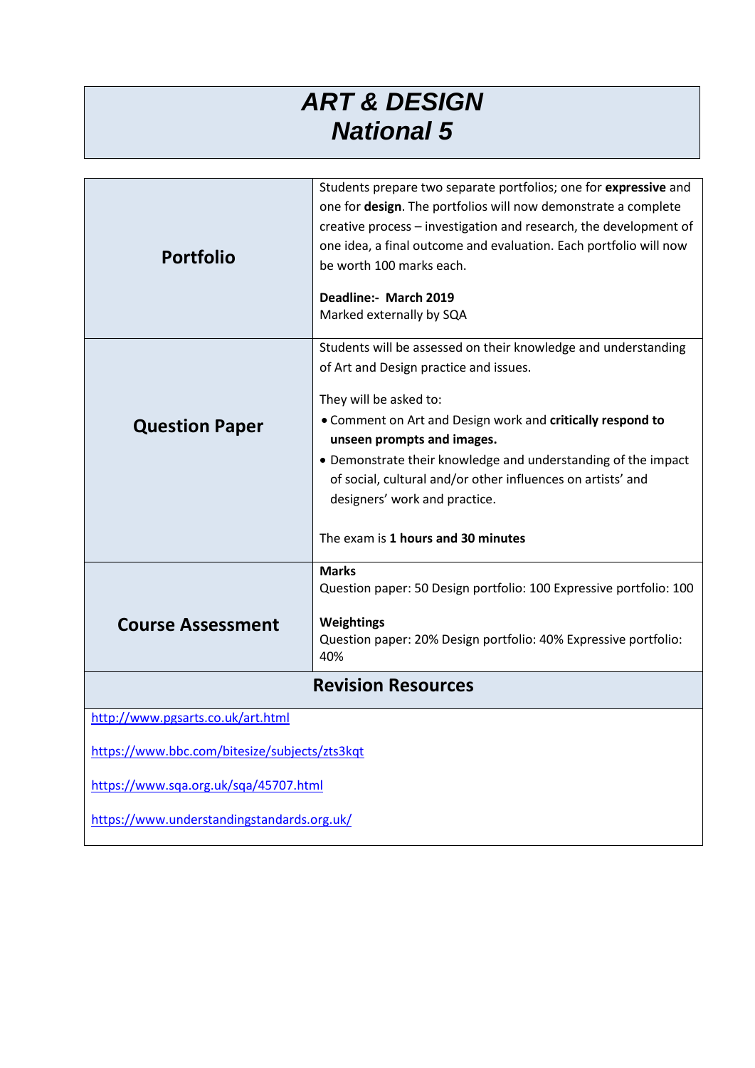# *ART & DESIGN*
# *National 5*

| | |
|---|---|
| **Portfolio** | Students prepare two separate portfolios; one for **expressive** and one for **design**. The portfolios will now demonstrate a complete creative process – investigation and research, the development of one idea, a final outcome and evaluation. Each portfolio will now be worth 100 marks each.<br><br>**Deadline:- March 2019**<br>Marked externally by SQA |
| **Question Paper** | Students will be assessed on their knowledge and understanding of Art and Design practice and issues.<br><br>They will be asked to:<br>• Comment on Art and Design work and **critically respond to unseen prompts and images.**<br>• Demonstrate their knowledge and understanding of the impact of social, cultural and/or other influences on artists' and designers' work and practice.<br><br>The exam is **1 hours and 30 minutes** |
| **Course Assessment** | **Marks**<br>Question paper: 50 Design portfolio: 100 Expressive portfolio: 100<br><br>**Weightings**<br>Question paper: 20% Design portfolio: 40% Expressive portfolio: 40% |

## Revision Resources

http://www.pgsarts.co.uk/art.html

https://www.bbc.com/bitesize/subjects/zts3kqt

https://www.sqa.org.uk/sqa/45707.html

https://www.understandingstandards.org.uk/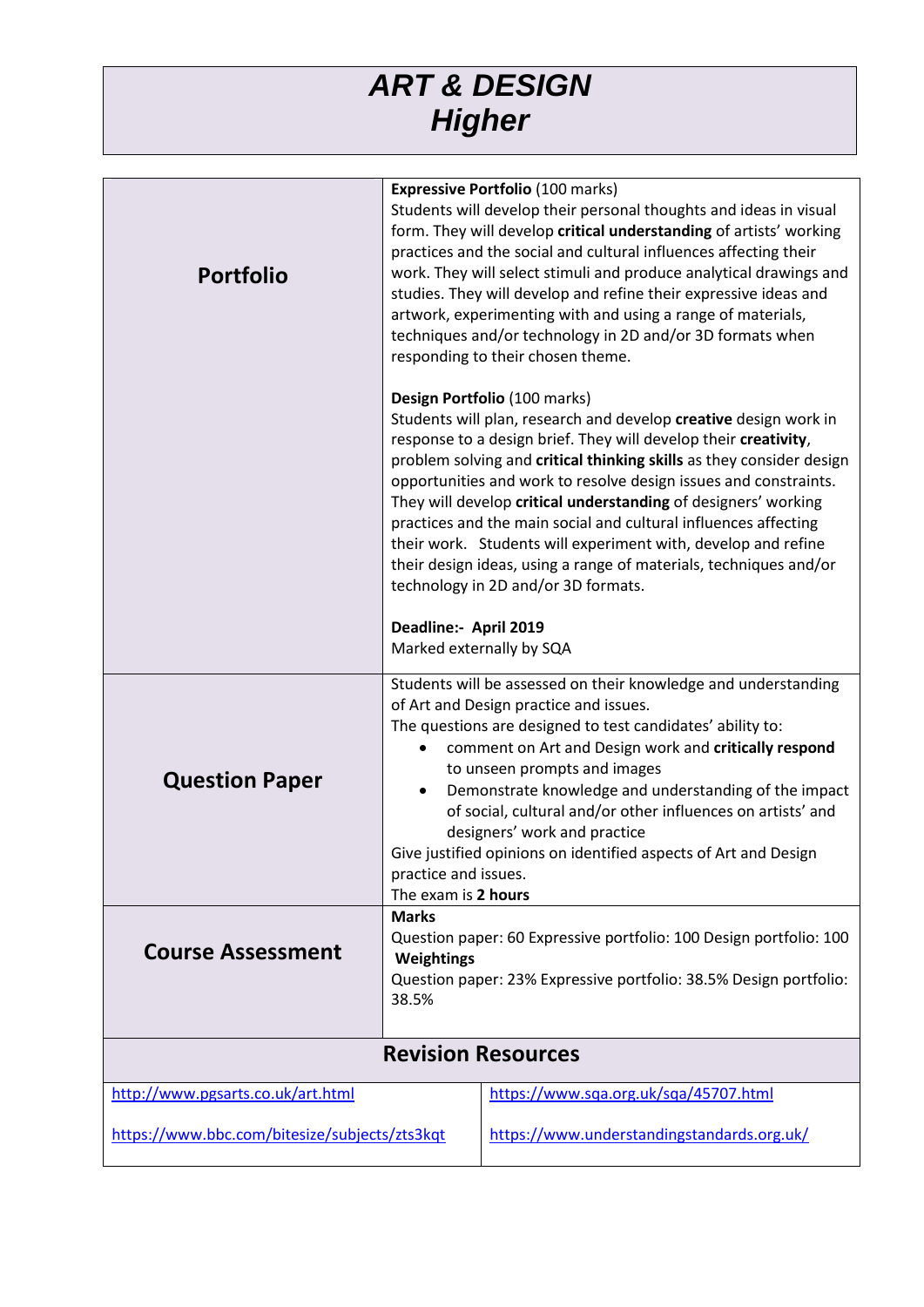# *ART & DESIGN*
# *Higher*

| | |
|---|---|
| **Portfolio** | **Expressive Portfolio** (100 marks)<br>Students will develop their personal thoughts and ideas in visual form. They will develop **critical understanding** of artists' working practices and the social and cultural influences affecting their work. They will select stimuli and produce analytical drawings and studies. They will develop and refine their expressive ideas and artwork, experimenting with and using a range of materials, techniques and/or technology in 2D and/or 3D formats when responding to their chosen theme.<br><br>**Design Portfolio** (100 marks)<br>Students will plan, research and develop **creative** design work in response to a design brief. They will develop their **creativity**, problem solving and **critical thinking skills** as they consider design opportunities and work to resolve design issues and constraints. They will develop **critical understanding** of designers' working practices and the main social and cultural influences affecting their work. Students will experiment with, develop and refine their design ideas, using a range of materials, techniques and/or technology in 2D and/or 3D formats.<br><br>**Deadline:- April 2019**<br>Marked externally by SQA |
| **Question Paper** | Students will be assessed on their knowledge and understanding of Art and Design practice and issues.<br>The questions are designed to test candidates' ability to:<br>• comment on Art and Design work and **critically respond** to unseen prompts and images<br>• Demonstrate knowledge and understanding of the impact of social, cultural and/or other influences on artists' and designers' work and practice<br>Give justified opinions on identified aspects of Art and Design practice and issues.<br>The exam is **2 hours** |
| **Course Assessment** | **Marks**<br>Question paper: 60 Expressive portfolio: 100 Design portfolio: 100<br>**Weightings**<br>Question paper: 23% Expressive portfolio: 38.5% Design portfolio: 38.5% |

## Revision Resources

| | |
|---|---|
| http://www.pgsarts.co.uk/art.html | https://www.sqa.org.uk/sqa/45707.html |
| https://www.bbc.com/bitesize/subjects/zts3kqt | https://www.understandingstandards.org.uk/ |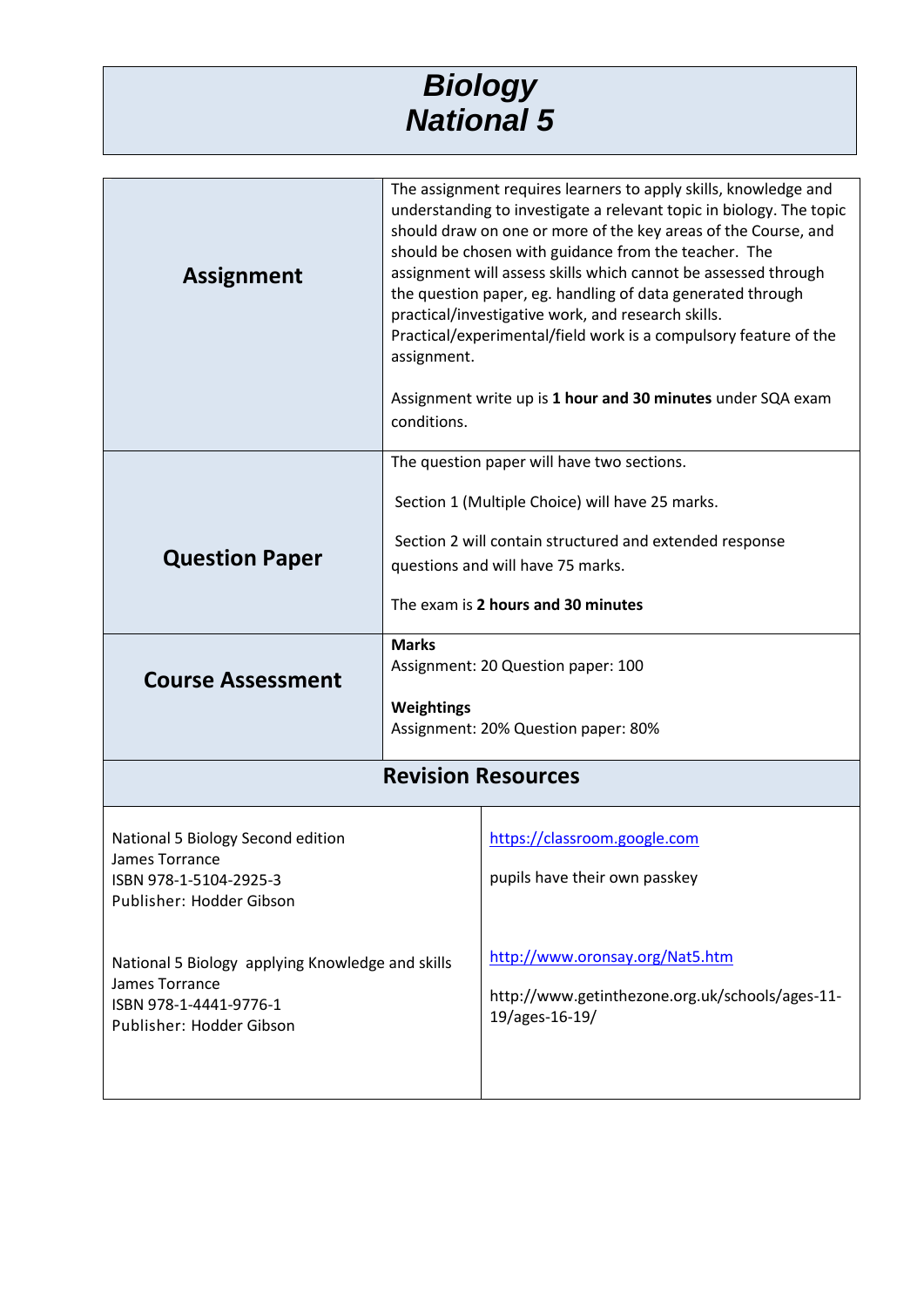# *Biology National 5*

| | |
|---|---|
| **Assignment** | The assignment requires learners to apply skills, knowledge and understanding to investigate a relevant topic in biology. The topic should draw on one or more of the key areas of the Course, and should be chosen with guidance from the teacher. The assignment will assess skills which cannot be assessed through the question paper, eg. handling of data generated through practical/investigative work, and research skills. Practical/experimental/field work is a compulsory feature of the assignment.<br><br>Assignment write up is **1 hour and 30 minutes** under SQA exam conditions. |
| **Question Paper** | The question paper will have two sections.<br><br>Section 1 (Multiple Choice) will have 25 marks.<br><br>Section 2 will contain structured and extended response questions and will have 75 marks.<br><br>The exam is **2 hours and 30 minutes** |
| **Course Assessment** | **Marks**<br>Assignment: 20 Question paper: 100<br><br>**Weightings**<br>Assignment: 20% Question paper: 80% |

## Revision Resources

| | |
|---|---|
| National 5 Biology Second edition<br>James Torrance<br>ISBN 978-1-5104-2925-3<br>Publisher: Hodder Gibson | https://classroom.google.com<br><br>pupils have their own passkey |
| National 5 Biology applying Knowledge and skills<br>James Torrance<br>ISBN 978-1-4441-9776-1<br>Publisher: Hodder Gibson | http://www.oronsay.org/Nat5.htm<br><br>http://www.getinthezone.org.uk/schools/ages-11-19/ages-16-19/ |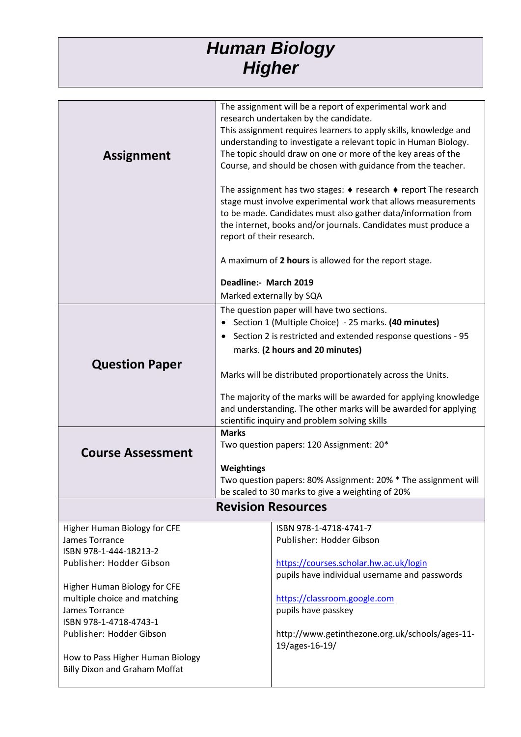# Human Biology
# Higher

| | |
|---|---|
| **Assignment** | The assignment will be a report of experimental work and research undertaken by the candidate.<br>This assignment requires learners to apply skills, knowledge and understanding to investigate a relevant topic in Human Biology. The topic should draw on one or more of the key areas of the Course, and should be chosen with guidance from the teacher.<br><br>The assignment has two stages: ♦ research ♦ report The research stage must involve experimental work that allows measurements to be made. Candidates must also gather data/information from the internet, books and/or journals. Candidates must produce a report of their research.<br><br>A maximum of **2 hours** is allowed for the report stage.<br><br>**Deadline:- March 2019**<br>Marked externally by SQA |
| **Question Paper** | The question paper will have two sections.<br>• Section 1 (Multiple Choice) - 25 marks. **(40 minutes)**<br>• Section 2 is restricted and extended response questions - 95 marks. **(2 hours and 20 minutes)**<br><br>Marks will be distributed proportionately across the Units.<br><br>The majority of the marks will be awarded for applying knowledge and understanding. The other marks will be awarded for applying scientific inquiry and problem solving skills |
| **Course Assessment** | **Marks**<br>Two question papers: 120 Assignment: 20*<br><br>**Weightings**<br>Two question papers: 80% Assignment: 20% * The assignment will be scaled to 30 marks to give a weighting of 20% |

## Revision Resources

| | |
|---|---|
| Higher Human Biology for CFE<br>James Torrance<br>ISBN 978-1-444-18213-2<br>Publisher: Hodder Gibson<br><br>Higher Human Biology for CFE multiple choice and matching<br>James Torrance<br>ISBN 978-1-4718-4743-1<br>Publisher: Hodder Gibson<br><br>How to Pass Higher Human Biology<br>Billy Dixon and Graham Moffat | ISBN 978-1-4718-4741-7<br>Publisher: Hodder Gibson<br><br>https://courses.scholar.hw.ac.uk/login<br>pupils have individual username and passwords<br><br>https://classroom.google.com<br>pupils have passkey<br><br>http://www.getinthezone.org.uk/schools/ages-11-19/ages-16-19/ |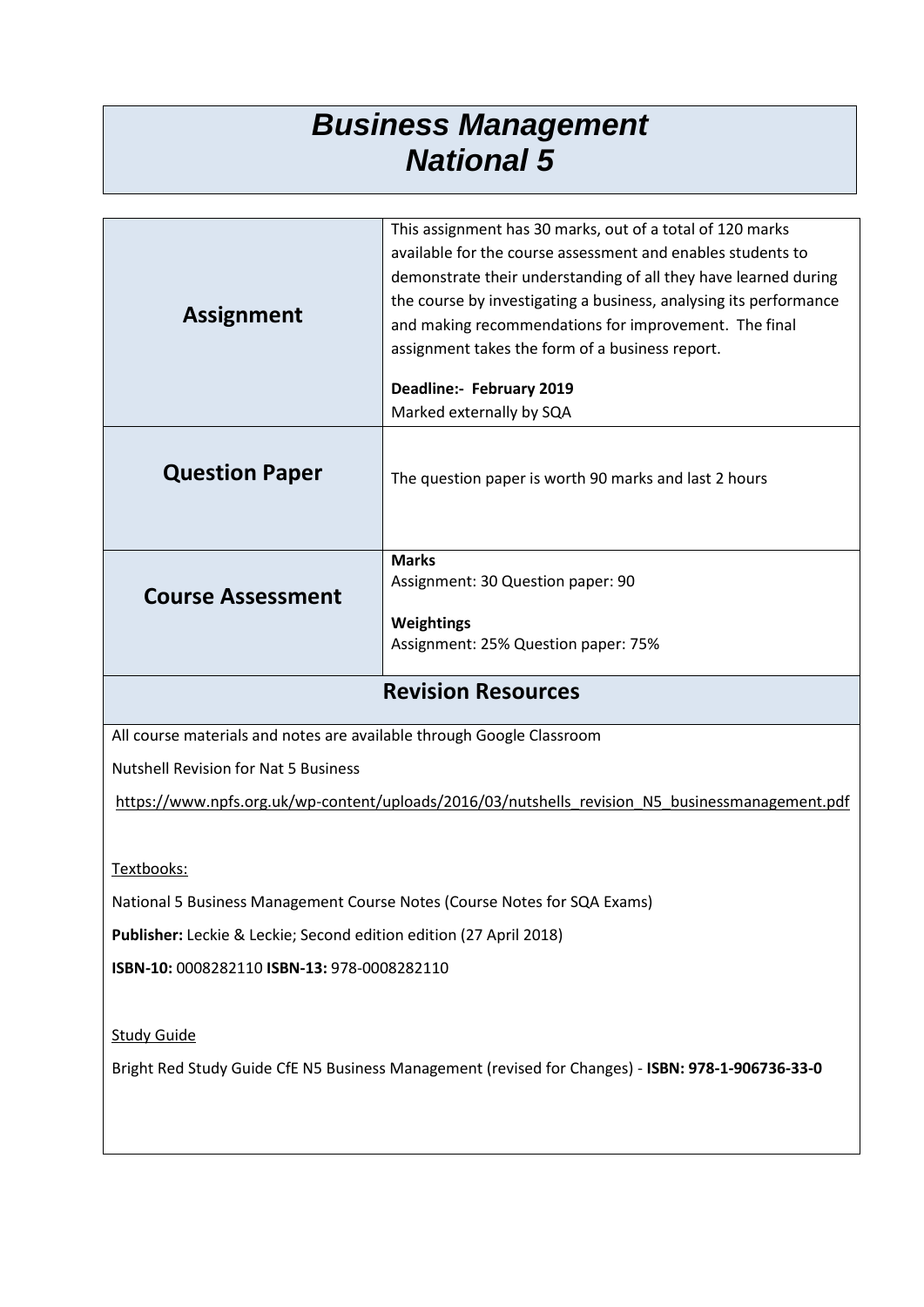# *Business Management National 5*

| | |
|---|---|
| **Assignment** | This assignment has 30 marks, out of a total of 120 marks available for the course assessment and enables students to demonstrate their understanding of all they have learned during the course by investigating a business, analysing its performance and making recommendations for improvement. The final assignment takes the form of a business report.<br><br>**Deadline:- February 2019**<br>Marked externally by SQA |
| **Question Paper** | The question paper is worth 90 marks and last 2 hours |
| **Course Assessment** | **Marks**<br>Assignment: 30 Question paper: 90<br><br>**Weightings**<br>Assignment: 25% Question paper: 75% |

## Revision Resources

All course materials and notes are available through Google Classroom

Nutshell Revision for Nat 5 Business

https://www.npfs.org.uk/wp-content/uploads/2016/03/nutshells_revision_N5_businessmanagement.pdf

Textbooks:

National 5 Business Management Course Notes (Course Notes for SQA Exams)

**Publisher:** Leckie & Leckie; Second edition edition (27 April 2018)

**ISBN-10:** 0008282110 **ISBN-13:** 978-0008282110

Study Guide

Bright Red Study Guide CfE N5 Business Management (revised for Changes) - **ISBN: 978-1-906736-33-0**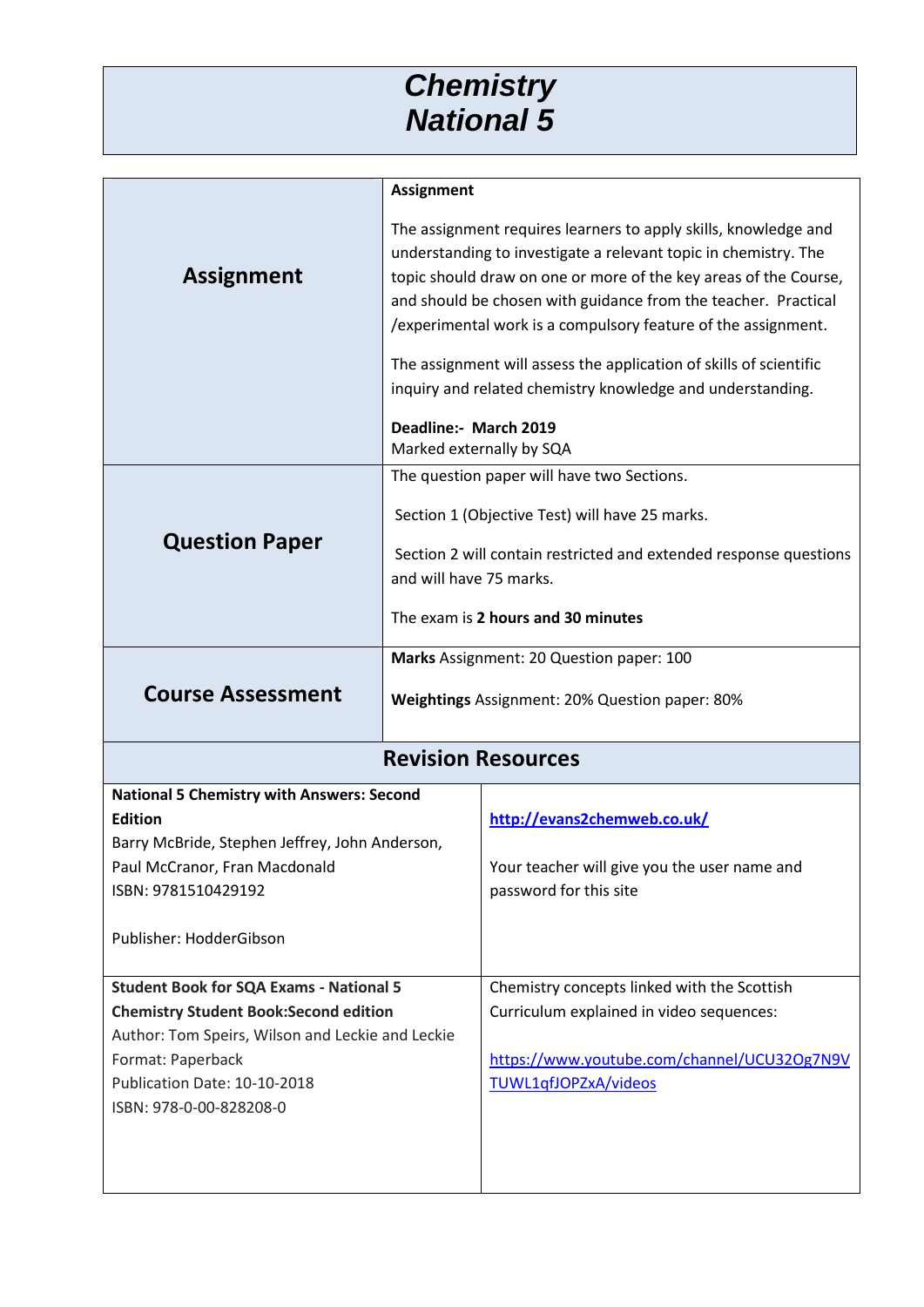# *Chemistry National 5*

| | |
|---|---|
| **Assignment** | **Assignment**<br><br>The assignment requires learners to apply skills, knowledge and understanding to investigate a relevant topic in chemistry. The topic should draw on one or more of the key areas of the Course, and should be chosen with guidance from the teacher. Practical /experimental work is a compulsory feature of the assignment.<br><br>The assignment will assess the application of skills of scientific inquiry and related chemistry knowledge and understanding.<br><br>**Deadline:- March 2019**<br>Marked externally by SQA |
| **Question Paper** | The question paper will have two Sections.<br><br>Section 1 (Objective Test) will have 25 marks.<br><br>Section 2 will contain restricted and extended response questions and will have 75 marks.<br><br>The exam is **2 hours and 30 minutes** |
| **Course Assessment** | **Marks** Assignment: 20 Question paper: 100<br><br>**Weightings** Assignment: 20% Question paper: 80% |

## Revision Resources

| | |
|---|---|
| **National 5 Chemistry with Answers: Second Edition**<br>Barry McBride, Stephen Jeffrey, John Anderson, Paul McCranor, Fran Macdonald<br>ISBN: 9781510429192<br><br>Publisher: HodderGibson | http://evans2chemweb.co.uk/<br><br>Your teacher will give you the user name and password for this site |
| **Student Book for SQA Exams - National 5 Chemistry Student Book:Second edition**<br>Author: Tom Speirs, Wilson and Leckie and Leckie<br>Format: Paperback<br>Publication Date: 10-10-2018<br>ISBN: 978-0-00-828208-0 | Chemistry concepts linked with the Scottish Curriculum explained in video sequences:<br><br>https://www.youtube.com/channel/UCU32Og7N9VTUWL1qfJOPZxA/videos |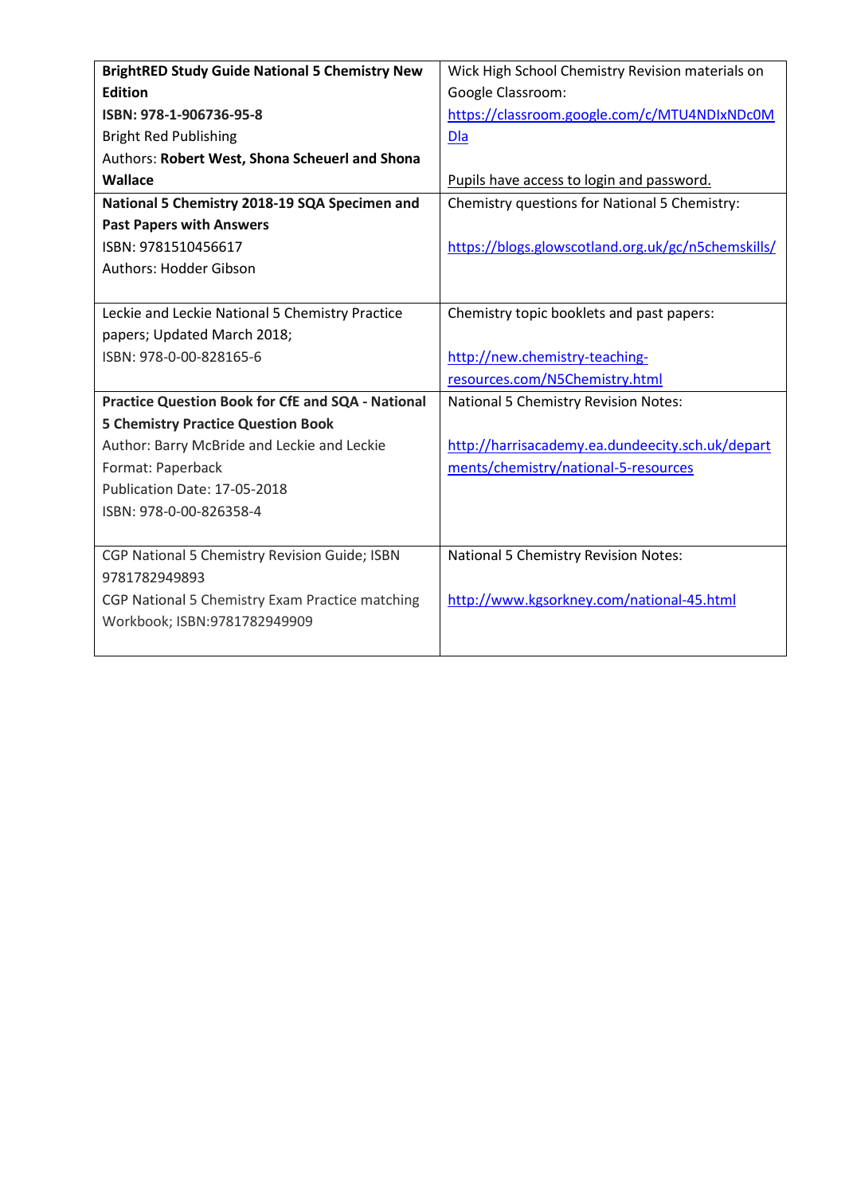| **BrightRED Study Guide National 5 Chemistry New Edition**<br>**ISBN: 978-1-906736-95-8**<br>Bright Red Publishing<br>Authors: **Robert West, Shona Scheuerl and Shona Wallace** | Wick High School Chemistry Revision materials on Google Classroom:<br>https://classroom.google.com/c/MTU4NDIxNDc0MDla<br><br>Pupils have access to login and password. |
|---|---|
| **National 5 Chemistry 2018-19 SQA Specimen and Past Papers with Answers**<br>ISBN: 9781510456617<br>Authors: Hodder Gibson | Chemistry questions for National 5 Chemistry:<br><br>https://blogs.glowscotland.org.uk/gc/n5chemskills/ |
| Leckie and Leckie National 5 Chemistry Practice papers; Updated March 2018;<br>ISBN: 978-0-00-828165-6 | Chemistry topic booklets and past papers:<br><br>http://new.chemistry-teaching-resources.com/N5Chemistry.html |
| **Practice Question Book for CfE and SQA - National 5 Chemistry Practice Question Book**<br>Author: Barry McBride and Leckie and Leckie<br>Format: Paperback<br>Publication Date: 17-05-2018<br>ISBN: 978-0-00-826358-4 | National 5 Chemistry Revision Notes:<br><br>http://harrisacademy.ea.dundeecity.sch.uk/departments/chemistry/national-5-resources |
| CGP National 5 Chemistry Revision Guide; ISBN 9781782949893<br>CGP National 5 Chemistry Exam Practice matching Workbook; ISBN:9781782949909 | National 5 Chemistry Revision Notes:<br><br>http://www.kgsorkney.com/national-45.html |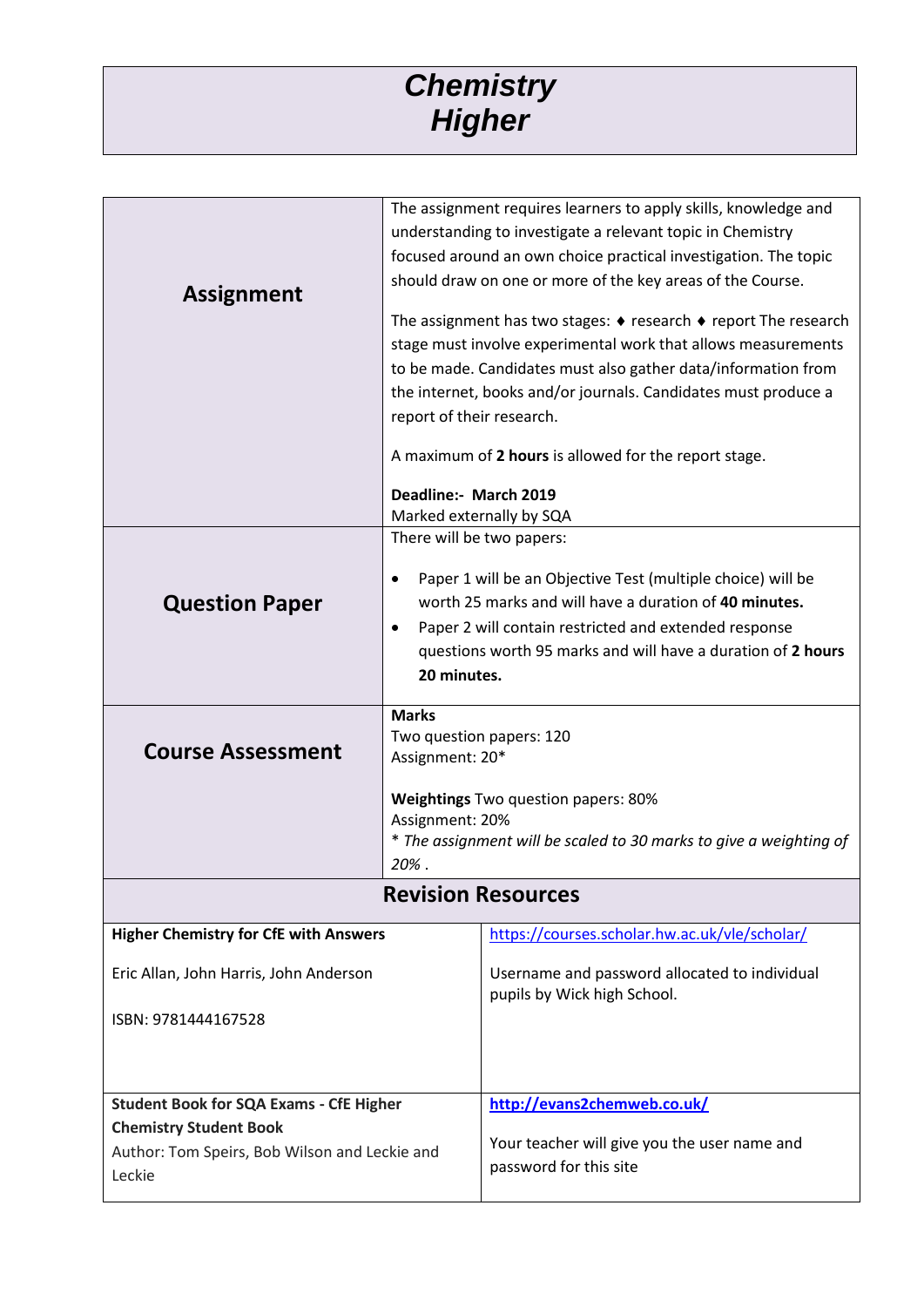# Chemistry Higher

| | |
|---|---|
| **Assignment** | The assignment requires learners to apply skills, knowledge and understanding to investigate a relevant topic in Chemistry focused around an own choice practical investigation. The topic should draw on one or more of the key areas of the Course.<br><br>The assignment has two stages: ♦ research ♦ report The research stage must involve experimental work that allows measurements to be made. Candidates must also gather data/information from the internet, books and/or journals. Candidates must produce a report of their research.<br><br>A maximum of **2 hours** is allowed for the report stage.<br><br>**Deadline:- March 2019**<br>Marked externally by SQA |
| **Question Paper** | There will be two papers:<br><br>• Paper 1 will be an Objective Test (multiple choice) will be worth 25 marks and will have a duration of **40 minutes.**<br>• Paper 2 will contain restricted and extended response questions worth 95 marks and will have a duration of **2 hours 20 minutes.** |
| **Course Assessment** | **Marks**<br>Two question papers: 120<br>Assignment: 20*<br><br>**Weightings** Two question papers: 80%<br>Assignment: 20%<br>*\* The assignment will be scaled to 30 marks to give a weighting of 20% .* |

## Revision Resources

| | |
|---|---|
| **Higher Chemistry for CfE with Answers**<br><br>Eric Allan, John Harris, John Anderson<br><br>ISBN: 9781444167528 | https://courses.scholar.hw.ac.uk/vle/scholar/<br><br>Username and password allocated to individual pupils by Wick high School. |
| **Student Book for SQA Exams - CfE Higher Chemistry Student Book**<br>Author: Tom Speirs, Bob Wilson and Leckie and Leckie | **http://evans2chemweb.co.uk/**<br><br>Your teacher will give you the user name and password for this site |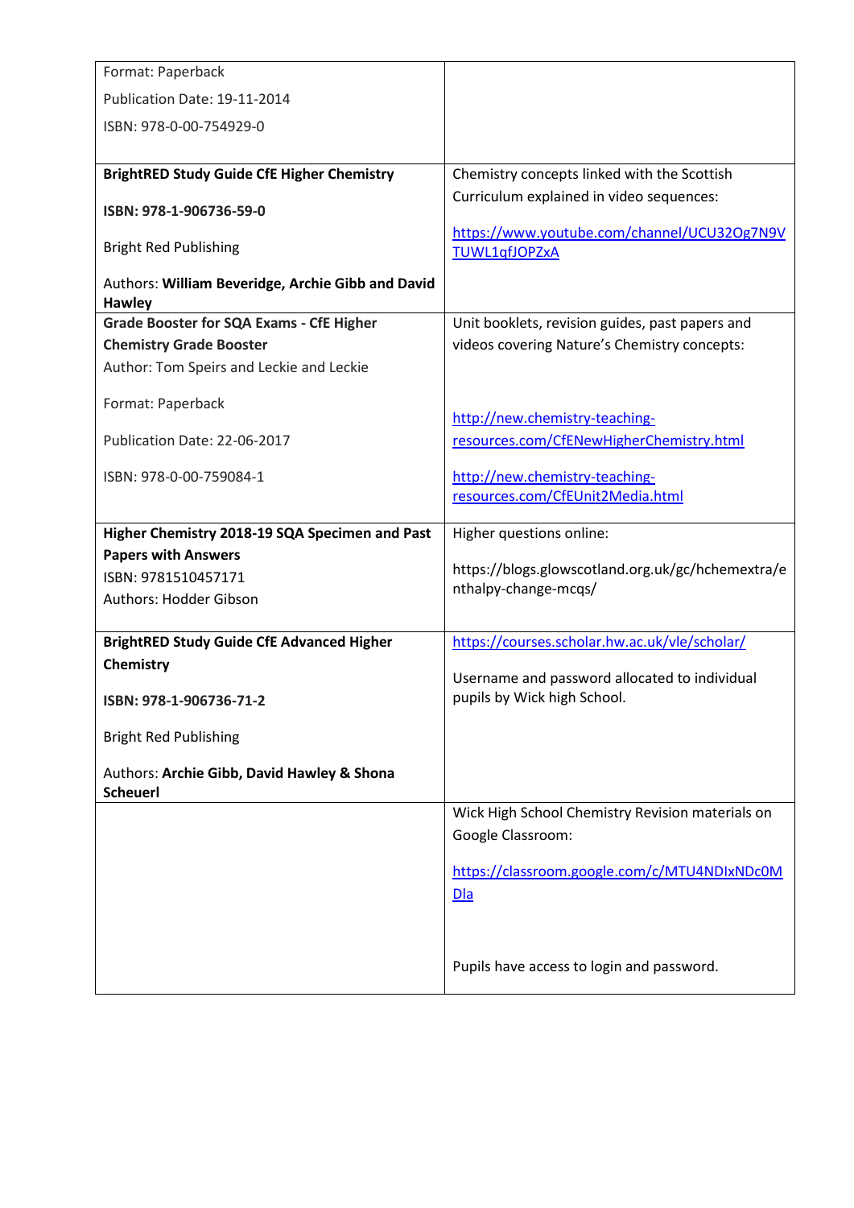| | |
|---|---|
| Format: Paperback<br>Publication Date: 19-11-2014<br>ISBN: 978-0-00-754929-0 | |
| **BrightRED Study Guide CfE Higher Chemistry**<br>**ISBN: 978-1-906736-59-0**<br>Bright Red Publishing<br>Authors: **William Beveridge, Archie Gibb and David Hawley** | Chemistry concepts linked with the Scottish Curriculum explained in video sequences:<br>https://www.youtube.com/channel/UCU32Og7N9VTUWL1qfJOPZxA |
| **Grade Booster for SQA Exams - CfE Higher Chemistry Grade Booster**<br>Author: Tom Speirs and Leckie and Leckie<br>Format: Paperback<br>Publication Date: 22-06-2017<br>ISBN: 978-0-00-759084-1 | Unit booklets, revision guides, past papers and videos covering Nature's Chemistry concepts:<br>http://new.chemistry-teaching-resources.com/CfENewHigherChemistry.html<br>http://new.chemistry-teaching-resources.com/CfEUnit2Media.html |
| **Higher Chemistry 2018-19 SQA Specimen and Past Papers with Answers**<br>ISBN: 9781510457171<br>Authors: Hodder Gibson | Higher questions online:<br>https://blogs.glowscotland.org.uk/gc/hchemextra/enthalpy-change-mcqs/ |
| **BrightRED Study Guide CfE Advanced Higher Chemistry**<br>**ISBN: 978-1-906736-71-2**<br>Bright Red Publishing<br>Authors: **Archie Gibb, David Hawley & Shona Scheuerl** | https://courses.scholar.hw.ac.uk/vle/scholar/<br>Username and password allocated to individual pupils by Wick high School. |
| | Wick High School Chemistry Revision materials on Google Classroom:<br>https://classroom.google.com/c/MTU4NDIxNDc0MDla<br>Pupils have access to login and password. |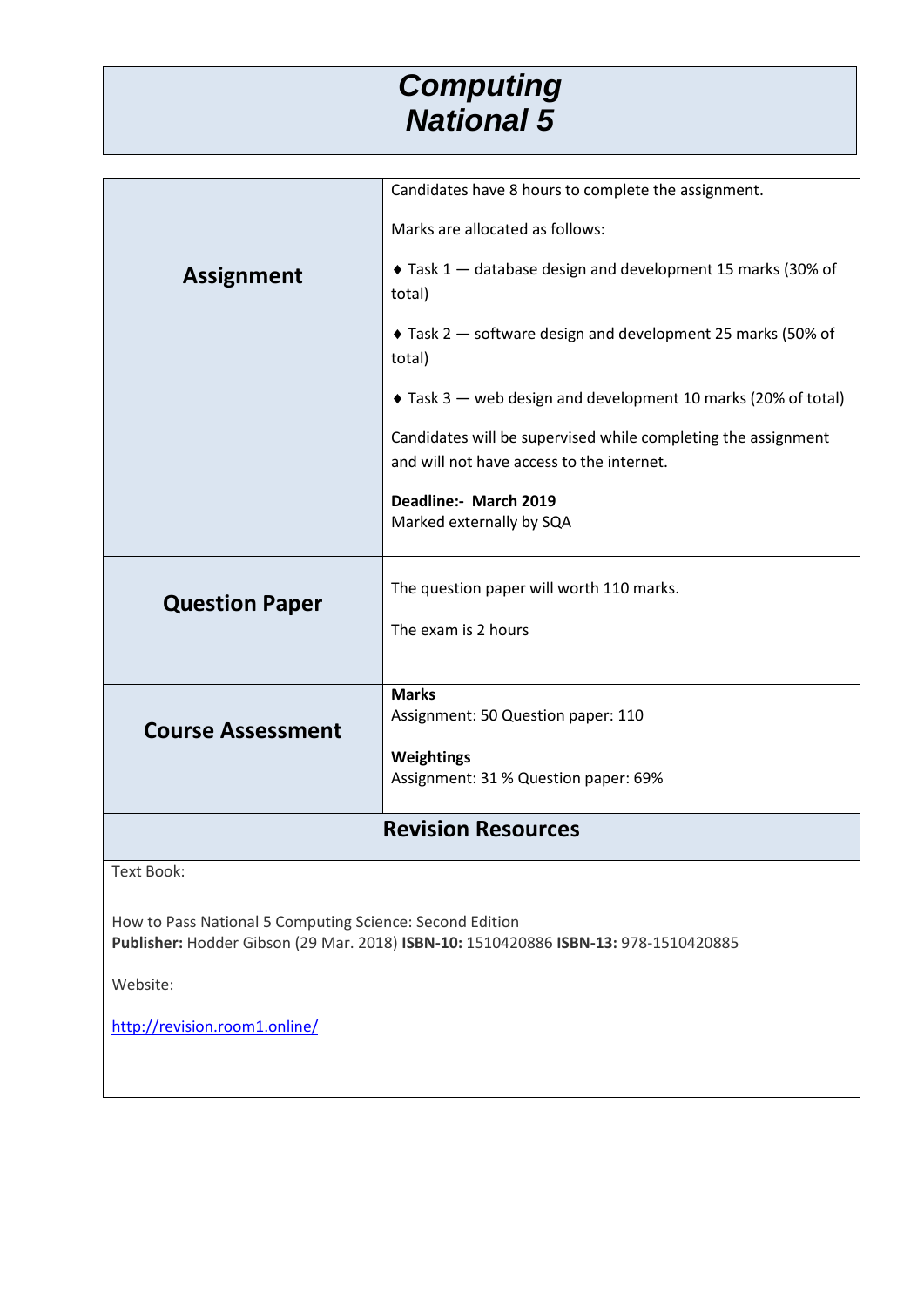# *Computing National 5*

| | |
|---|---|
| **Assignment** | Candidates have 8 hours to complete the assignment.<br><br>Marks are allocated as follows:<br><br>♦ Task 1 — database design and development 15 marks (30% of total)<br><br>♦ Task 2 — software design and development 25 marks (50% of total)<br><br>♦ Task 3 — web design and development 10 marks (20% of total)<br><br>Candidates will be supervised while completing the assignment and will not have access to the internet.<br><br>**Deadline:- March 2019**<br>Marked externally by SQA |
| **Question Paper** | The question paper will worth 110 marks.<br><br>The exam is 2 hours |
| **Course Assessment** | **Marks**<br>Assignment: 50 Question paper: 110<br><br>**Weightings**<br>Assignment: 31 % Question paper: 69% |

## Revision Resources

Text Book:

How to Pass National 5 Computing Science: Second Edition
**Publisher:** Hodder Gibson (29 Mar. 2018) **ISBN-10:** 1510420886 **ISBN-13:** 978-1510420885

Website:

[http://revision.room1.online/](http://revision.room1.online/)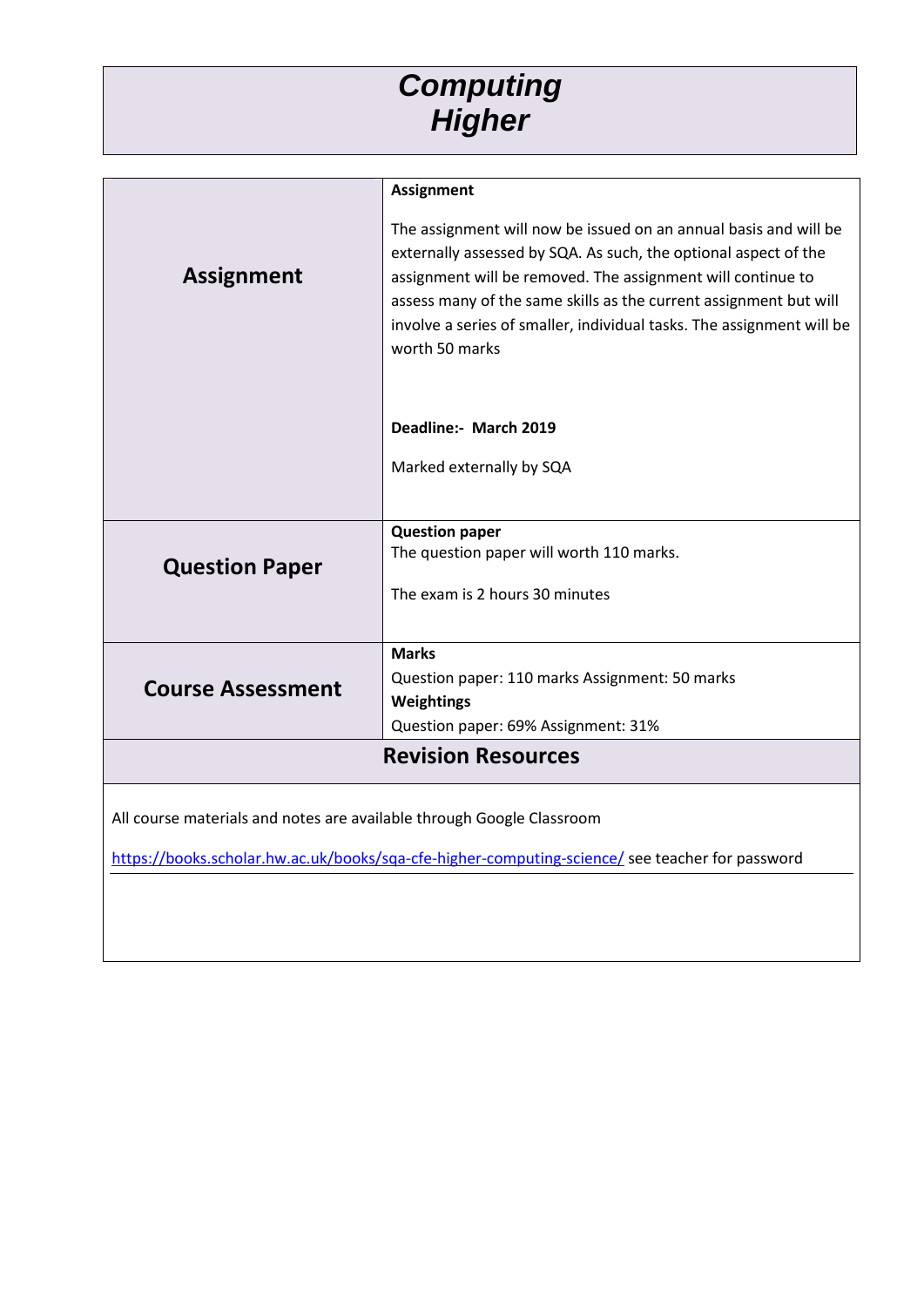# *Computing Higher*

| | |
|---|---|
| **Assignment** | **Assignment**<br><br>The assignment will now be issued on an annual basis and will be externally assessed by SQA. As such, the optional aspect of the assignment will be removed. The assignment will continue to assess many of the same skills as the current assignment but will involve a series of smaller, individual tasks. The assignment will be worth 50 marks<br><br>**Deadline:- March 2019**<br><br>Marked externally by SQA |
| **Question Paper** | **Question paper**<br>The question paper will worth 110 marks.<br><br>The exam is 2 hours 30 minutes |
| **Course Assessment** | **Marks**<br>Question paper: 110 marks Assignment: 50 marks<br>**Weightings**<br>Question paper: 69% Assignment: 31% |

## Revision Resources

All course materials and notes are available through Google Classroom

https://books.scholar.hw.ac.uk/books/sqa-cfe-higher-computing-science/ see teacher for password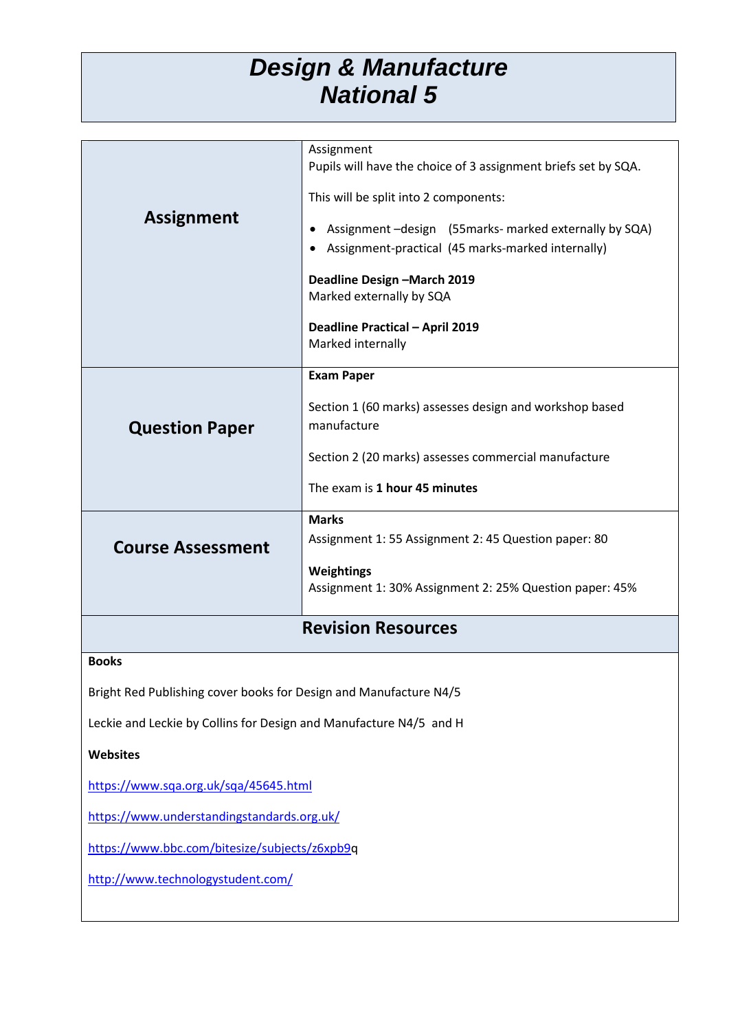# *Design & Manufacture National 5*

| | |
|---|---|
| **Assignment** | Assignment<br>Pupils will have the choice of 3 assignment briefs set by SQA.<br><br>This will be split into 2 components:<br><br>• Assignment –design (55marks- marked externally by SQA)<br>• Assignment-practical (45 marks-marked internally)<br><br>**Deadline Design –March 2019**<br>Marked externally by SQA<br><br>**Deadline Practical – April 2019**<br>Marked internally |
| **Question Paper** | **Exam Paper**<br><br>Section 1 (60 marks) assesses design and workshop based manufacture<br><br>Section 2 (20 marks) assesses commercial manufacture<br><br>The exam is **1 hour 45 minutes** |
| **Course Assessment** | **Marks**<br>Assignment 1: 55 Assignment 2: 45 Question paper: 80<br><br>**Weightings**<br>Assignment 1: 30% Assignment 2: 25% Question paper: 45% |

## Revision Resources

**Books**

Bright Red Publishing cover books for Design and Manufacture N4/5

Leckie and Leckie by Collins for Design and Manufacture N4/5 and H

**Websites**

https://www.sqa.org.uk/sqa/45645.html

https://www.understandingstandards.org.uk/

https://www.bbc.com/bitesize/subjects/z6xpb9q

http://www.technologystudent.com/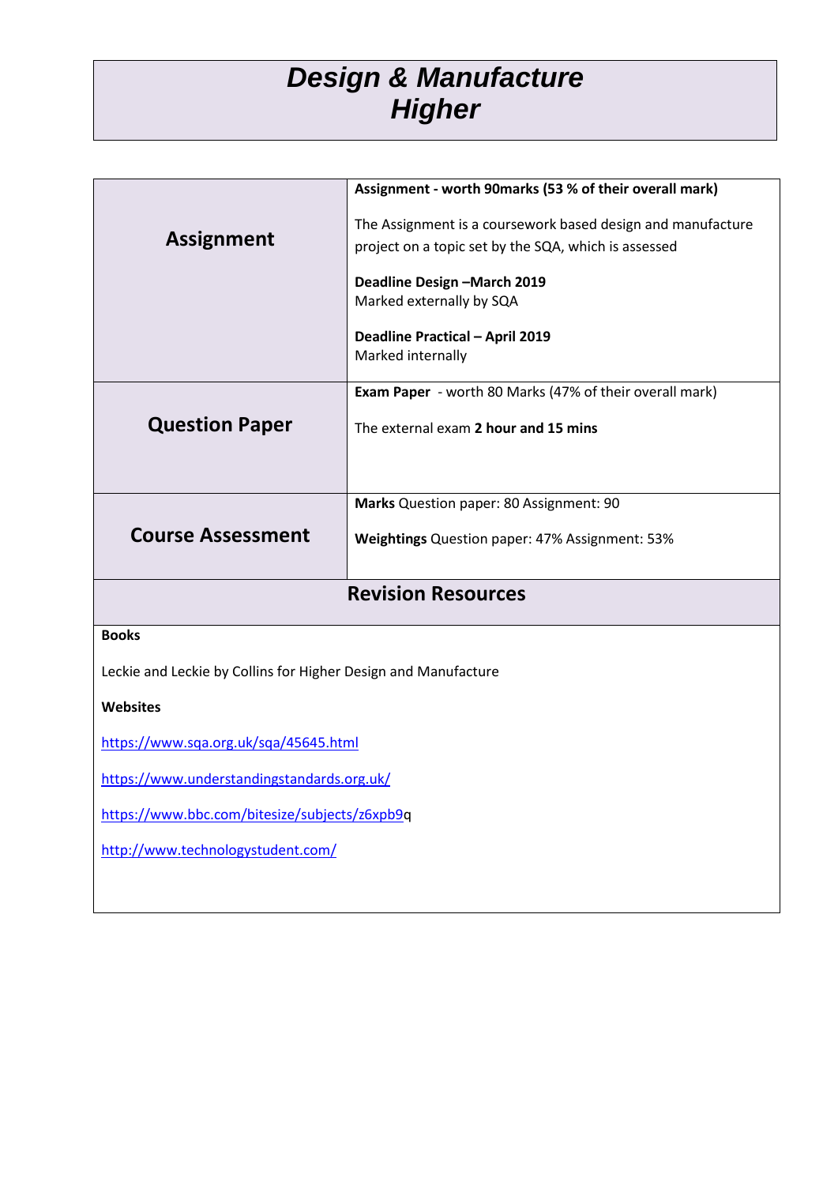# *Design & Manufacture Higher*

| Assignment | **Assignment - worth 90marks (53 % of their overall mark)**<br><br>The Assignment is a coursework based design and manufacture project on a topic set by the SQA, which is assessed<br><br>**Deadline Design –March 2019**<br>Marked externally by SQA<br><br>**Deadline Practical – April 2019**<br>Marked internally |
|---|---|
| **Question Paper** | **Exam Paper** - worth 80 Marks (47% of their overall mark)<br><br>The external exam **2 hour and 15 mins** |
| **Course Assessment** | **Marks** Question paper: 80 Assignment: 90<br><br>**Weightings** Question paper: 47% Assignment: 53% |

## Revision Resources

**Books**

Leckie and Leckie by Collins for Higher Design and Manufacture

**Websites**

https://www.sqa.org.uk/sqa/45645.html

https://www.understandingstandards.org.uk/

https://www.bbc.com/bitesize/subjects/z6xpb9q

http://www.technologystudent.com/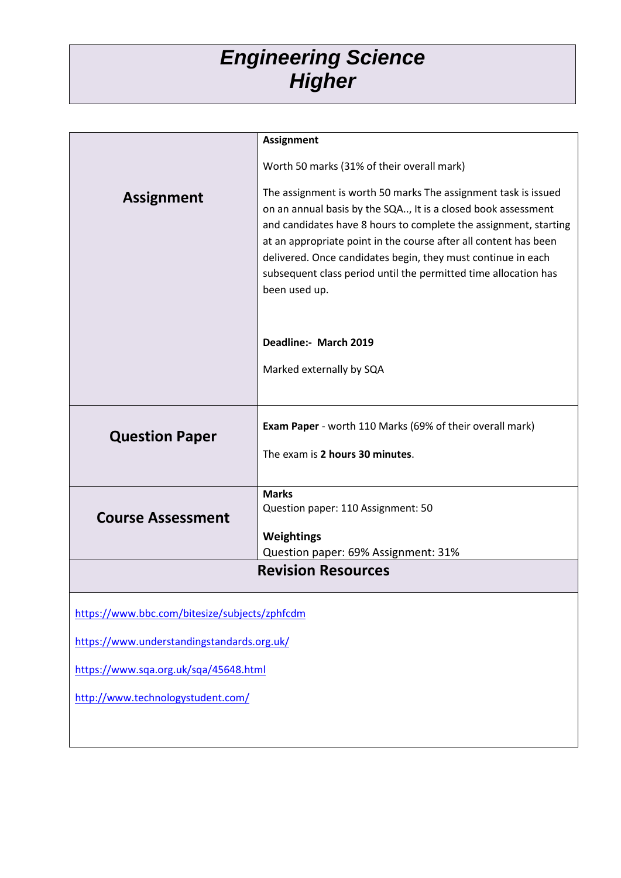# *Engineering Science Higher*

| **Assignment** | **Assignment**<br><br>Worth 50 marks (31% of their overall mark)<br><br>The assignment is worth 50 marks The assignment task is issued on an annual basis by the SQA.., It is a closed book assessment and candidates have 8 hours to complete the assignment, starting at an appropriate point in the course after all content has been delivered. Once candidates begin, they must continue in each subsequent class period until the permitted time allocation has been used up.<br><br>**Deadline:- March 2019**<br><br>Marked externally by SQA |
|---|---|
| **Question Paper** | **Exam Paper** - worth 110 Marks (69% of their overall mark)<br><br>The exam is **2 hours 30 minutes**. |
| **Course Assessment** | **Marks**<br>Question paper: 110 Assignment: 50<br><br>**Weightings**<br>Question paper: 69% Assignment: 31% |

## Revision Resources

https://www.bbc.com/bitesize/subjects/zphfcdm

https://www.understandingstandards.org.uk/

https://www.sqa.org.uk/sqa/45648.html

http://www.technologystudent.com/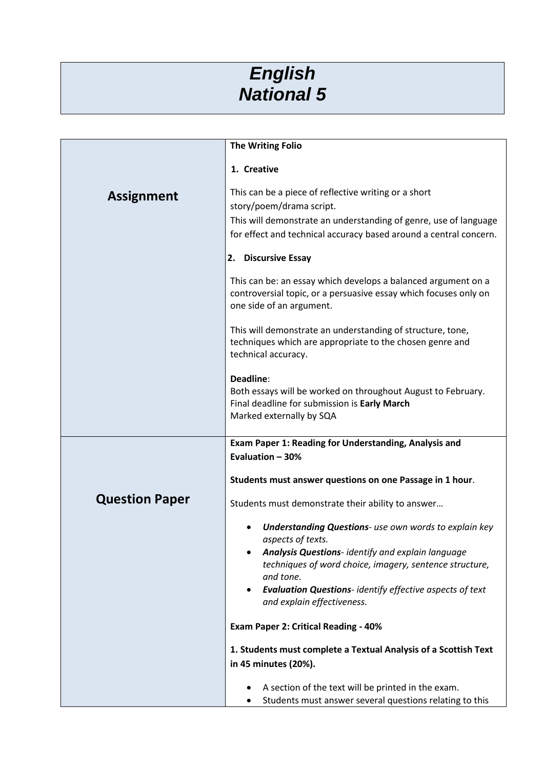# *English National 5*

| | |
|---|---|
| **Assignment** | **The Writing Folio**<br><br>**1. Creative**<br><br>This can be a piece of reflective writing or a short story/poem/drama script.<br>This will demonstrate an understanding of genre, use of language for effect and technical accuracy based around a central concern.<br><br>**2. Discursive Essay**<br><br>This can be: an essay which develops a balanced argument on a controversial topic, or a persuasive essay which focuses only on one side of an argument.<br><br>This will demonstrate an understanding of structure, tone, techniques which are appropriate to the chosen genre and technical accuracy.<br><br>**Deadline**:<br>Both essays will be worked on throughout August to February.<br>Final deadline for submission is **Early March**<br>Marked externally by SQA |
| **Question Paper** | **Exam Paper 1: Reading for Understanding, Analysis and Evaluation – 30%**<br><br>**Students must answer questions on one Passage in 1 hour**.<br><br>Students must demonstrate their ability to answer…<br><br>• ***Understanding Questions**- use own words to explain key aspects of texts.*<br>• ***Analysis Questions**- identify and explain language techniques of word choice, imagery, sentence structure, and tone.*<br>• ***Evaluation Questions**- identify effective aspects of text and explain effectiveness.*<br><br>**Exam Paper 2: Critical Reading - 40%**<br><br>**1. Students must complete a Textual Analysis of a Scottish Text in 45 minutes (20%).**<br><br>• A section of the text will be printed in the exam.<br>• Students must answer several questions relating to this |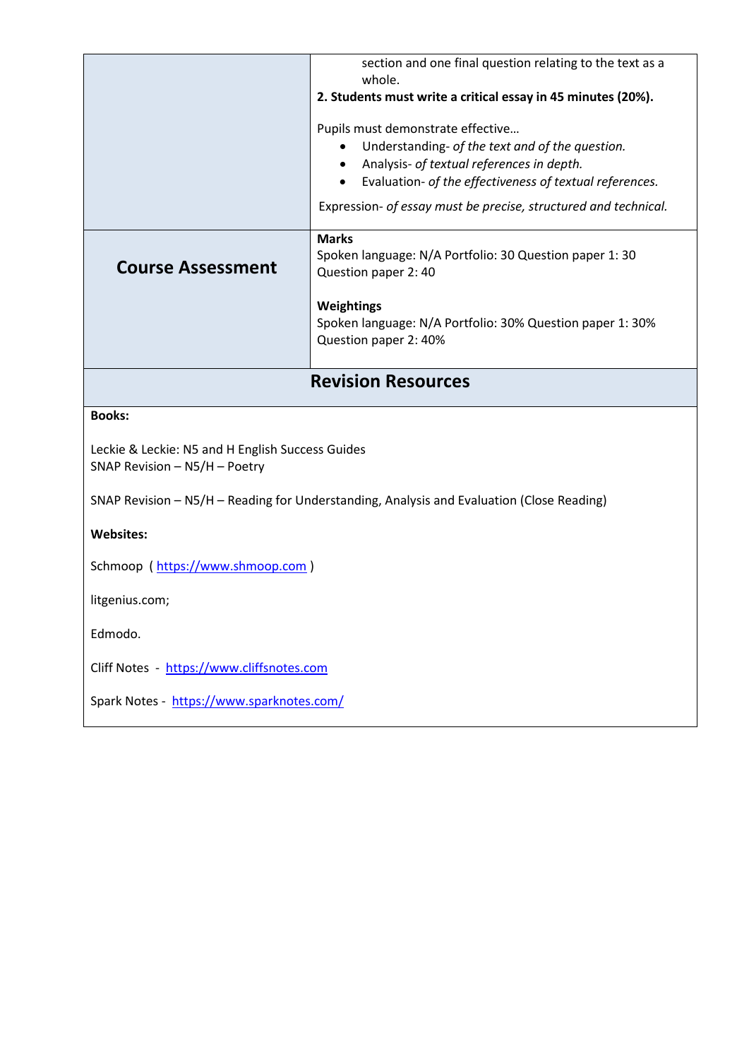| | |
|---|---|
| | section and one final question relating to the text as a whole.<br>**2. Students must write a critical essay in 45 minutes (20%).**<br><br>Pupils must demonstrate effective…<br>• Understanding- *of the text and of the question.*<br>• Analysis- *of textual references in depth.*<br>• Evaluation- *of the effectiveness of textual references.*<br><br>Expression- *of essay must be precise, structured and technical.* |
| **Course Assessment** | **Marks**<br>Spoken language: N/A Portfolio: 30 Question paper 1: 30 Question paper 2: 40<br><br>**Weightings**<br>Spoken language: N/A Portfolio: 30% Question paper 1: 30% Question paper 2: 40% |

## Revision Resources

**Books:**

Leckie & Leckie: N5 and H English Success Guides
SNAP Revision – N5/H – Poetry

SNAP Revision – N5/H – Reading for Understanding, Analysis and Evaluation (Close Reading)

**Websites:**

Schmoop ( https://www.shmoop.com )

litgenius.com;

Edmodo.

Cliff Notes - https://www.cliffsnotes.com

Spark Notes - https://www.sparknotes.com/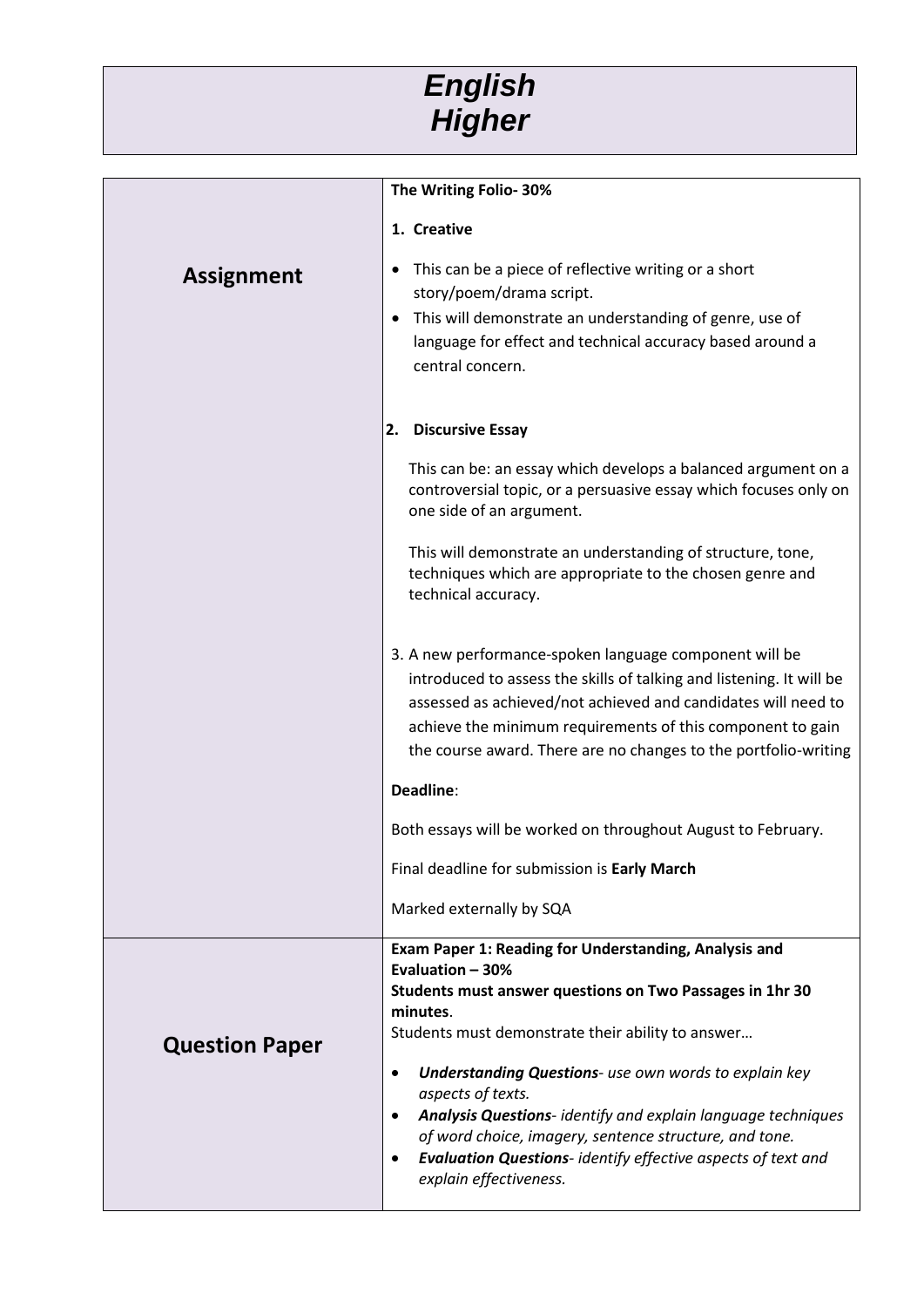# *English*
# *Higher*

| | |
|---|---|
| **Assignment** | **The Writing Folio- 30%**<br><br>**1. Creative**<br><br>• This can be a piece of reflective writing or a short story/poem/drama script.<br>• This will demonstrate an understanding of genre, use of language for effect and technical accuracy based around a central concern.<br><br>**2. Discursive Essay**<br><br>This can be: an essay which develops a balanced argument on a controversial topic, or a persuasive essay which focuses only on one side of an argument.<br><br>This will demonstrate an understanding of structure, tone, techniques which are appropriate to the chosen genre and technical accuracy.<br><br>3. A new performance-spoken language component will be introduced to assess the skills of talking and listening. It will be assessed as achieved/not achieved and candidates will need to achieve the minimum requirements of this component to gain the course award. There are no changes to the portfolio-writing<br><br>**Deadline**:<br><br>Both essays will be worked on throughout August to February.<br><br>Final deadline for submission is **Early March**<br><br>Marked externally by SQA |
| **Question Paper** | **Exam Paper 1: Reading for Understanding, Analysis and Evaluation – 30%**<br>**Students must answer questions on Two Passages in 1hr 30 minutes**.<br>Students must demonstrate their ability to answer…<br><br>• ***Understanding Questions****- use own words to explain key aspects of texts.*<br>• ***Analysis Questions****- identify and explain language techniques of word choice, imagery, sentence structure, and tone.*<br>• ***Evaluation Questions****- identify effective aspects of text and explain effectiveness.* |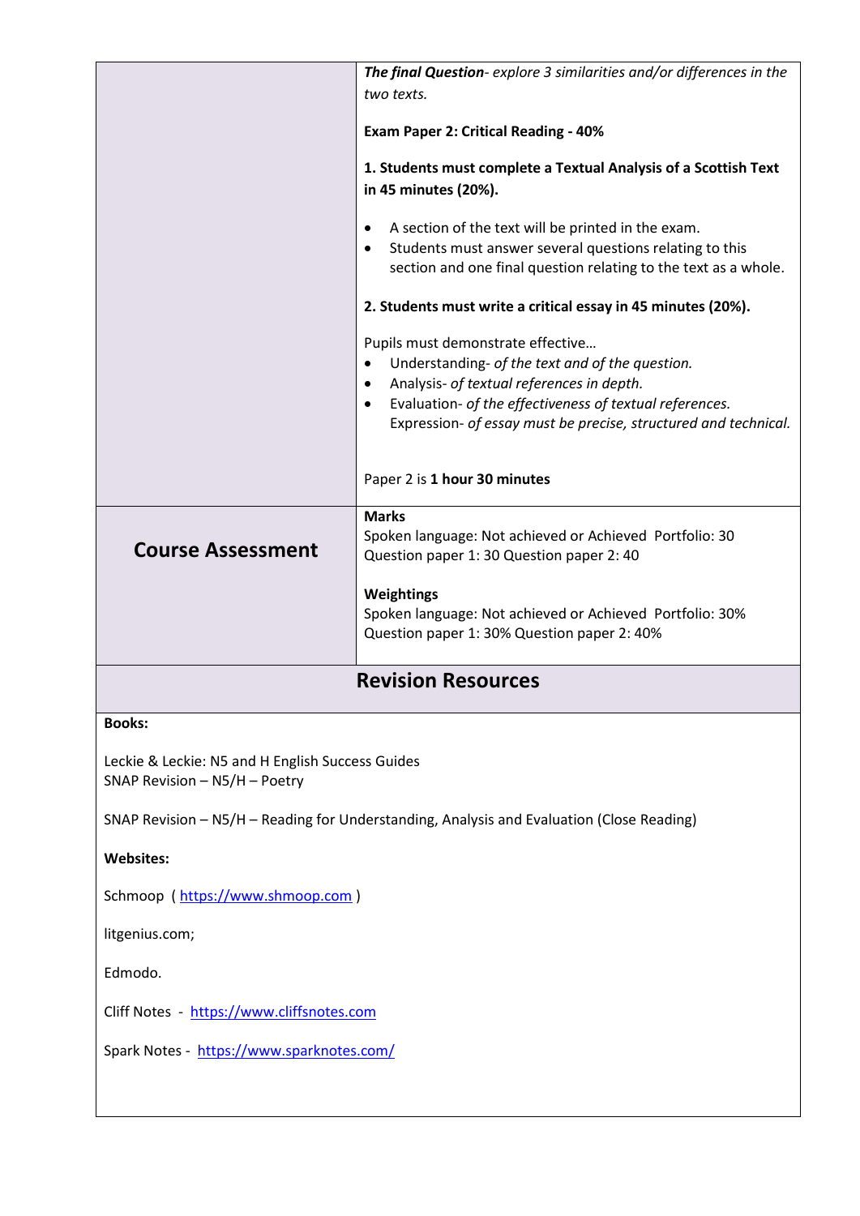| | |
|---|---|
| | ***The final Question****- explore 3 similarities and/or differences in the two texts.*<br><br>**Exam Paper 2: Critical Reading - 40%**<br><br>**1. Students must complete a Textual Analysis of a Scottish Text in 45 minutes (20%).**<br><br>• A section of the text will be printed in the exam.<br>• Students must answer several questions relating to this section and one final question relating to the text as a whole.<br><br>**2. Students must write a critical essay in 45 minutes (20%).**<br><br>Pupils must demonstrate effective…<br>• Understanding- *of the text and of the question.*<br>• Analysis- *of textual references in depth.*<br>• Evaluation- *of the effectiveness of textual references.* Expression- *of essay must be precise, structured and technical.*<br><br>Paper 2 is **1 hour 30 minutes** |
| **Course Assessment** | **Marks**<br>Spoken language: Not achieved or Achieved  Portfolio: 30<br>Question paper 1: 30 Question paper 2: 40<br><br>**Weightings**<br>Spoken language: Not achieved or Achieved  Portfolio: 30%<br>Question paper 1: 30% Question paper 2: 40% |

## Revision Resources

**Books:**

Leckie & Leckie: N5 and H English Success Guides
SNAP Revision – N5/H – Poetry

SNAP Revision – N5/H – Reading for Understanding, Analysis and Evaluation (Close Reading)

**Websites:**

Schmoop ( https://www.shmoop.com )

litgenius.com;

Edmodo.

Cliff Notes - https://www.cliffsnotes.com

Spark Notes - https://www.sparknotes.com/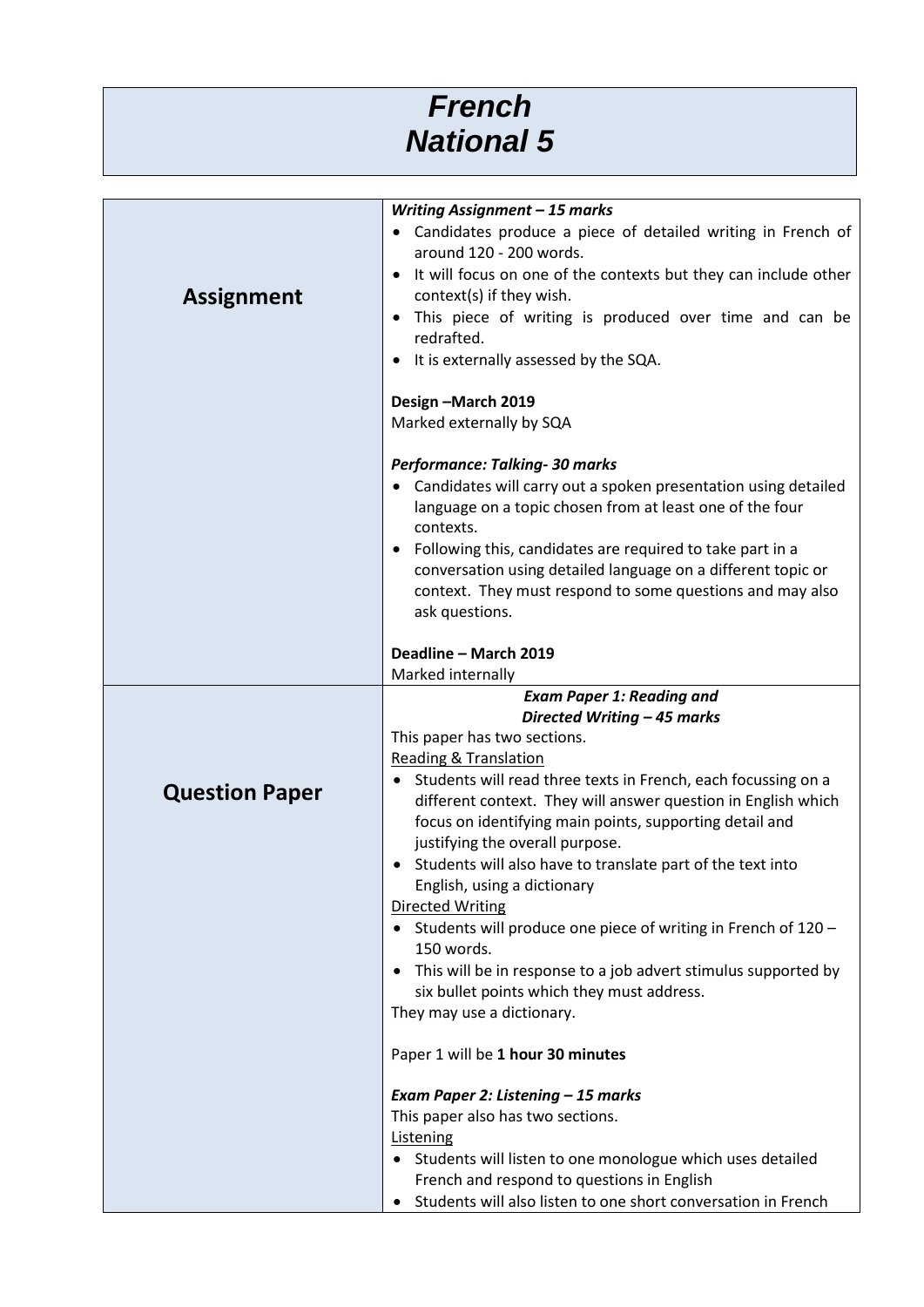# *French*
# *National 5*

<table>
<tr>
<td><b>Assignment</b></td>
<td>
<b><i>Writing Assignment – 15 marks</i></b>
<ul>
<li>Candidates produce a piece of detailed writing in French of around 120 - 200 words.</li>
<li>It will focus on one of the contexts but they can include other context(s) if they wish.</li>
<li>This piece of writing is produced over time and can be redrafted.</li>
<li>It is externally assessed by the SQA.</li>
</ul>
<b>Design –March 2019</b><br>
Marked externally by SQA<br><br>
<b><i>Performance: Talking- 30 marks</i></b>
<ul>
<li>Candidates will carry out a spoken presentation using detailed language on a topic chosen from at least one of the four contexts.</li>
<li>Following this, candidates are required to take part in a conversation using detailed language on a different topic or context. They must respond to some questions and may also ask questions.</li>
</ul>
<b>Deadline – March 2019</b><br>
Marked internally
</td>
</tr>
<tr>
<td><b>Question Paper</b></td>
<td>
<b><i>Exam Paper 1: Reading and Directed Writing – 45 marks</i></b><br>
This paper has two sections.<br>
<u>Reading &amp; Translation</u>
<ul>
<li>Students will read three texts in French, each focussing on a different context. They will answer question in English which focus on identifying main points, supporting detail and justifying the overall purpose.</li>
<li>Students will also have to translate part of the text into English, using a dictionary</li>
</ul>
<u>Directed Writing</u>
<ul>
<li>Students will produce one piece of writing in French of 120 – 150 words.</li>
<li>This will be in response to a job advert stimulus supported by six bullet points which they must address.</li>
</ul>
They may use a dictionary.<br><br>
Paper 1 will be <b>1 hour 30 minutes</b><br><br>
<b><i>Exam Paper 2: Listening – 15 marks</i></b><br>
This paper also has two sections.<br>
<u>Listening</u>
<ul>
<li>Students will listen to one monologue which uses detailed French and respond to questions in English</li>
<li>Students will also listen to one short conversation in French</li>
</ul>
</td>
</tr>
</table>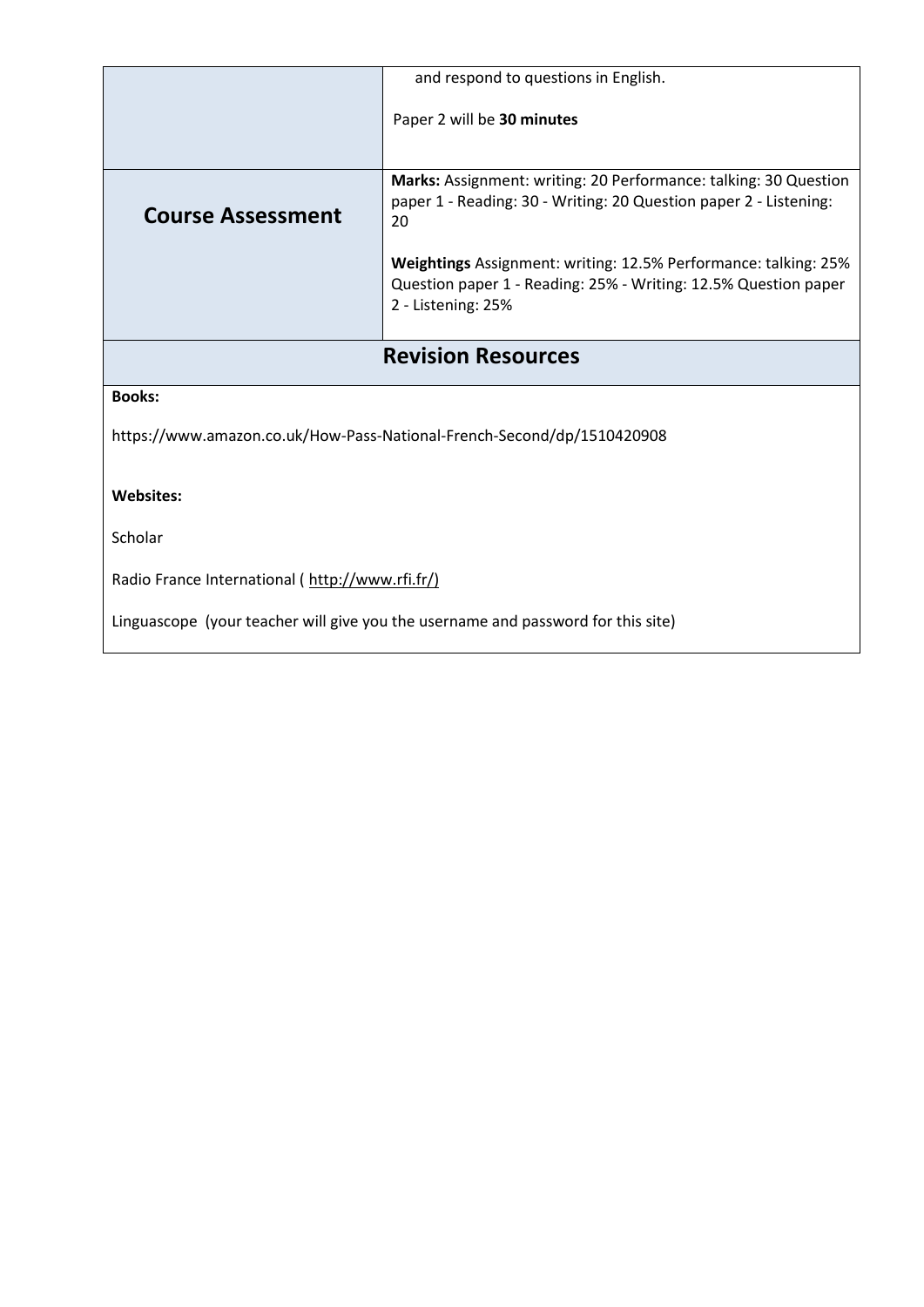|  |  |
|---|---|
|  | and respond to questions in English.<br><br>Paper 2 will be **30 minutes** |
| **Course Assessment** | **Marks:** Assignment: writing: 20 Performance: talking: 30 Question paper 1 - Reading: 30 - Writing: 20 Question paper 2 - Listening: 20<br><br>**Weightings** Assignment: writing: 12.5% Performance: talking: 25% Question paper 1 - Reading: 25% - Writing: 12.5% Question paper 2 - Listening: 25% |

## Revision Resources

**Books:**

https://www.amazon.co.uk/How-Pass-National-French-Second/dp/1510420908

**Websites:**

Scholar

Radio France International ( http://www.rfi.fr/)

Linguascope (your teacher will give you the username and password for this site)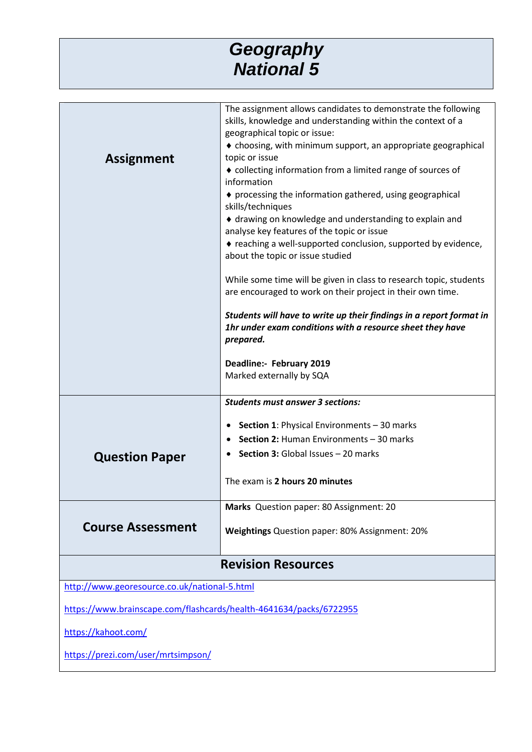# Geography
# National 5

| | |
|---|---|
| **Assignment** | The assignment allows candidates to demonstrate the following skills, knowledge and understanding within the context of a geographical topic or issue:<br>♦ choosing, with minimum support, an appropriate geographical topic or issue<br>♦ collecting information from a limited range of sources of information<br>♦ processing the information gathered, using geographical skills/techniques<br>♦ drawing on knowledge and understanding to explain and analyse key features of the topic or issue<br>♦ reaching a well-supported conclusion, supported by evidence, about the topic or issue studied<br><br>While some time will be given in class to research topic, students are encouraged to work on their project in their own time.<br><br>***Students will have to write up their findings in a report format in 1hr under exam conditions with a resource sheet they have prepared.***<br><br>**Deadline:- February 2019**<br>Marked externally by SQA |
| **Question Paper** | ***Students must answer 3 sections:***<br><br>• **Section 1**: Physical Environments – 30 marks<br>• **Section 2:** Human Environments – 30 marks<br>• **Section 3:** Global Issues – 20 marks<br><br>The exam is **2 hours 20 minutes** |
| **Course Assessment** | **Marks** Question paper: 80 Assignment: 20<br><br>**Weightings** Question paper: 80% Assignment: 20% |

## Revision Resources

http://www.georesource.co.uk/national-5.html

https://www.brainscape.com/flashcards/health-4641634/packs/6722955

https://kahoot.com/

https://prezi.com/user/mrtsimpson/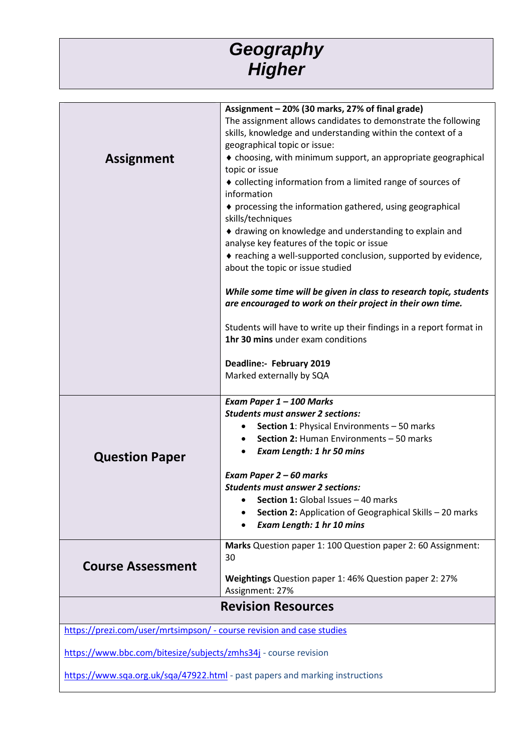# Geography
# Higher

| | |
|---|---|
| **Assignment** | **Assignment – 20% (30 marks, 27% of final grade)**<br>The assignment allows candidates to demonstrate the following skills, knowledge and understanding within the context of a geographical topic or issue:<br>♦ choosing, with minimum support, an appropriate geographical topic or issue<br>♦ collecting information from a limited range of sources of information<br>♦ processing the information gathered, using geographical skills/techniques<br>♦ drawing on knowledge and understanding to explain and analyse key features of the topic or issue<br>♦ reaching a well-supported conclusion, supported by evidence, about the topic or issue studied<br><br>***While some time will be given in class to research topic, students are encouraged to work on their project in their own time.***<br><br>Students will have to write up their findings in a report format in **1hr 30 mins** under exam conditions<br><br>**Deadline:- February 2019**<br>Marked externally by SQA |
| **Question Paper** | ***Exam Paper 1 – 100 Marks***<br>***Students must answer 2 sections:***<br>• **Section 1**: Physical Environments – 50 marks<br>• **Section 2:** Human Environments – 50 marks<br>• ***Exam Length: 1 hr 50 mins***<br><br>***Exam Paper 2 – 60 marks***<br>***Students must answer 2 sections:***<br>• **Section 1:** Global Issues – 40 marks<br>• **Section 2:** Application of Geographical Skills – 20 marks<br>• ***Exam Length: 1 hr 10 mins*** |
| **Course Assessment** | **Marks** Question paper 1: 100 Question paper 2: 60 Assignment: 30<br><br>**Weightings** Question paper 1: 46% Question paper 2: 27% Assignment: 27% |

## Revision Resources

https://prezi.com/user/mrtsimpson/ - course revision and case studies

https://www.bbc.com/bitesize/subjects/zmhs34j - course revision

https://www.sqa.org.uk/sqa/47922.html - past papers and marking instructions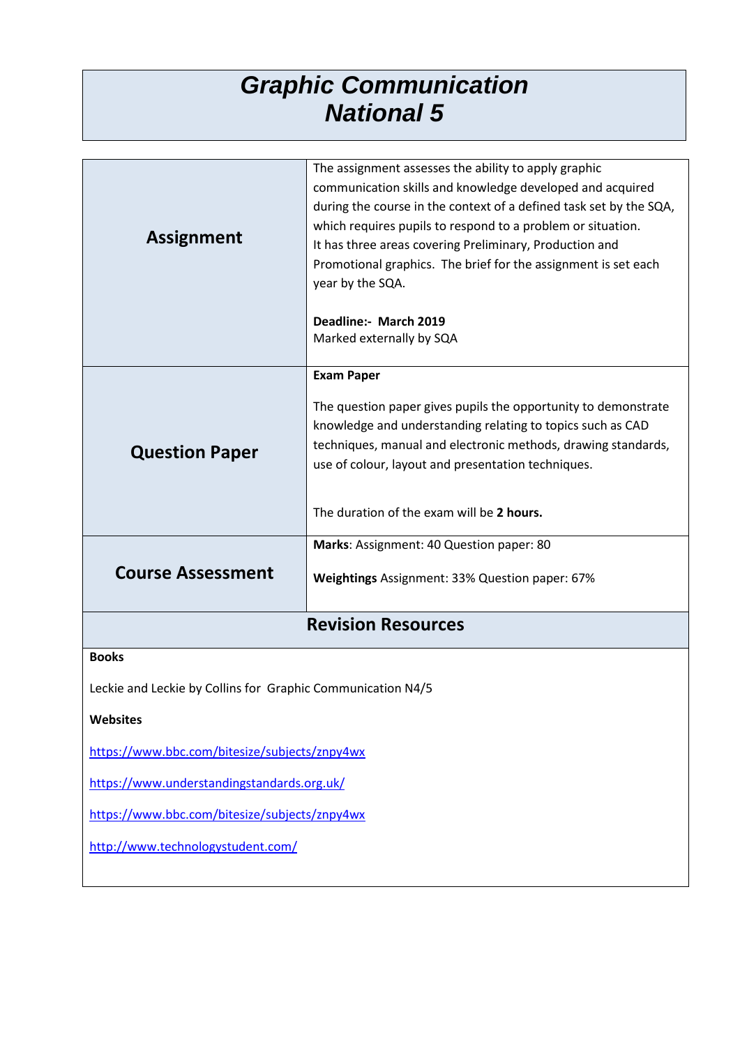# *Graphic Communication National 5*

| | |
|---|---|
| **Assignment** | The assignment assesses the ability to apply graphic communication skills and knowledge developed and acquired during the course in the context of a defined task set by the SQA, which requires pupils to respond to a problem or situation.<br>It has three areas covering Preliminary, Production and Promotional graphics. The brief for the assignment is set each year by the SQA.<br><br>**Deadline:- March 2019**<br>Marked externally by SQA |
| **Question Paper** | **Exam Paper**<br><br>The question paper gives pupils the opportunity to demonstrate knowledge and understanding relating to topics such as CAD techniques, manual and electronic methods, drawing standards, use of colour, layout and presentation techniques.<br><br>The duration of the exam will be **2 hours.** |
| **Course Assessment** | **Marks**: Assignment: 40 Question paper: 80<br><br>**Weightings** Assignment: 33% Question paper: 67% |

## Revision Resources

**Books**

Leckie and Leckie by Collins for Graphic Communication N4/5

**Websites**

https://www.bbc.com/bitesize/subjects/znpy4wx

https://www.understandingstandards.org.uk/

https://www.bbc.com/bitesize/subjects/znpy4wx

http://www.technologystudent.com/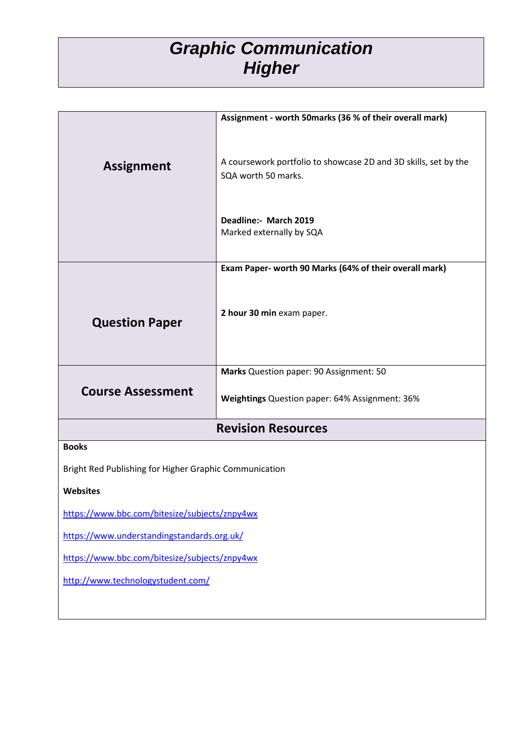# *Graphic Communication Higher*

| | |
|---|---|
| **Assignment** | **Assignment - worth 50marks (36 % of their overall mark)**<br><br>A coursework portfolio to showcase 2D and 3D skills, set by the SQA worth 50 marks.<br><br>**Deadline:- March 2019**<br>Marked externally by SQA |
| **Question Paper** | **Exam Paper- worth 90 Marks (64% of their overall mark)**<br><br>**2 hour 30 min** exam paper. |
| **Course Assessment** | **Marks** Question paper: 90 Assignment: 50<br><br>**Weightings** Question paper: 64% Assignment: 36% |

## Revision Resources

**Books**

Bright Red Publishing for Higher Graphic Communication

**Websites**

https://www.bbc.com/bitesize/subjects/znpy4wx

https://www.understandingstandards.org.uk/

https://www.bbc.com/bitesize/subjects/znpy4wx

http://www.technologystudent.com/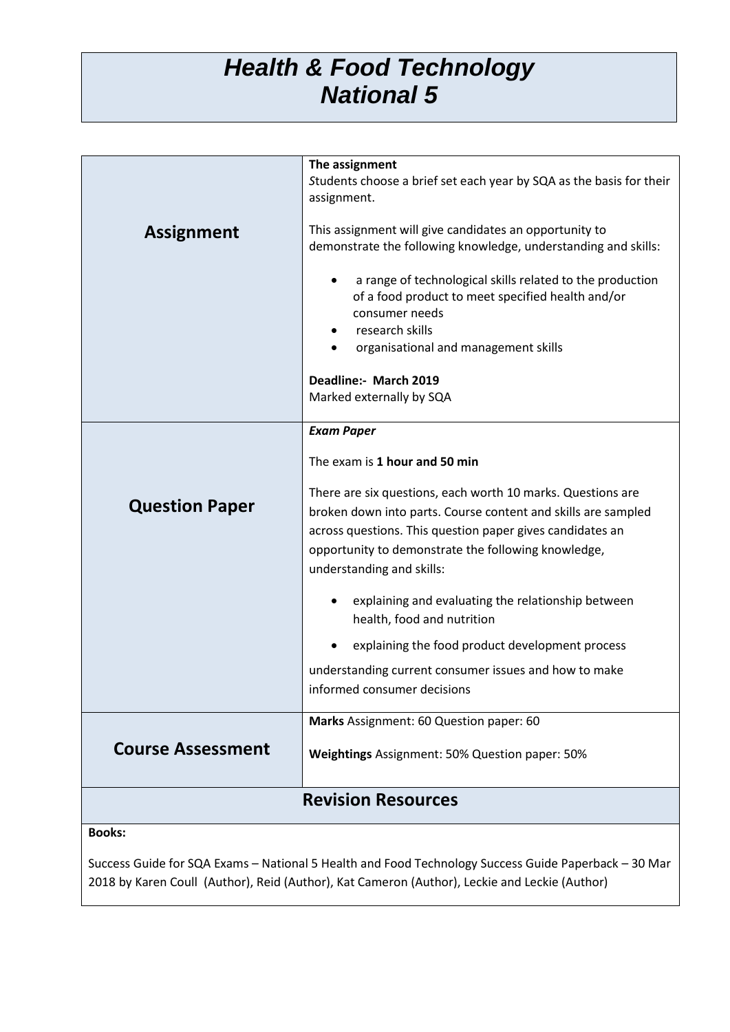# *Health & Food Technology National 5*

| | |
|---|---|
| **Assignment** | **The assignment**<br>*S*tudents choose a brief set each year by SQA as the basis for their assignment.<br><br>This assignment will give candidates an opportunity to demonstrate the following knowledge, understanding and skills:<br><br>• a range of technological skills related to the production of a food product to meet specified health and/or consumer needs<br>• research skills<br>• organisational and management skills<br><br>**Deadline:- March 2019**<br>Marked externally by SQA |
| **Question Paper** | ***Exam Paper***<br><br>The exam is **1 hour and 50 min**<br><br>There are six questions, each worth 10 marks. Questions are broken down into parts. Course content and skills are sampled across questions. This question paper gives candidates an opportunity to demonstrate the following knowledge, understanding and skills:<br><br>• explaining and evaluating the relationship between health, food and nutrition<br>• explaining the food product development process<br><br>understanding current consumer issues and how to make informed consumer decisions |
| **Course Assessment** | **Marks** Assignment: 60 Question paper: 60<br><br>**Weightings** Assignment: 50% Question paper: 50% |

## Revision Resources

**Books:**

Success Guide for SQA Exams – National 5 Health and Food Technology Success Guide Paperback – 30 Mar 2018 by Karen Coull (Author), Reid (Author), Kat Cameron (Author), Leckie and Leckie (Author)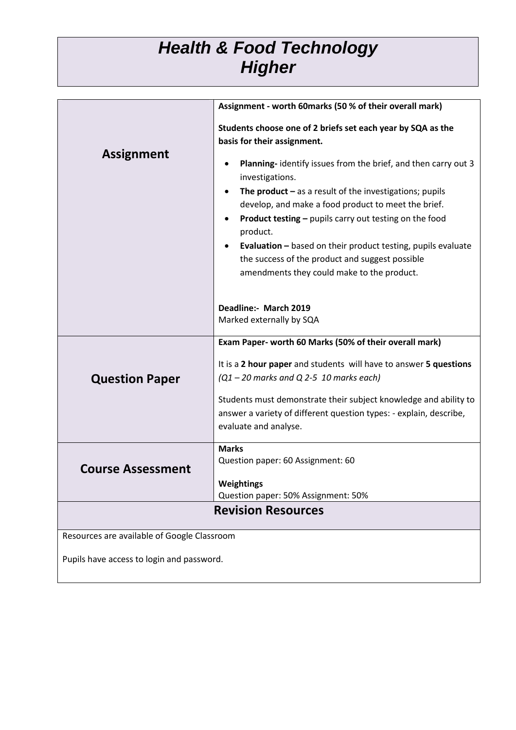# *Health & Food Technology Higher*

| | |
|---|---|
| **Assignment** | **Assignment - worth 60marks (50 % of their overall mark)**<br><br>**Students choose one of 2 briefs set each year by SQA as the basis for their assignment.**<br><br>• **Planning-** identify issues from the brief, and then carry out 3 investigations.<br>• **The product –** as a result of the investigations; pupils develop, and make a food product to meet the brief.<br>• **Product testing –** pupils carry out testing on the food product.<br>• **Evaluation –** based on their product testing, pupils evaluate the success of the product and suggest possible amendments they could make to the product.<br><br>**Deadline:- March 2019**<br>Marked externally by SQA |
| **Question Paper** | **Exam Paper- worth 60 Marks (50% of their overall mark)**<br><br>It is a **2 hour paper** and students will have to answer **5 questions** *(Q1 – 20 marks and Q 2-5 10 marks each)*<br><br>Students must demonstrate their subject knowledge and ability to answer a variety of different question types: - explain, describe, evaluate and analyse. |
| **Course Assessment** | **Marks**<br>Question paper: 60 Assignment: 60<br><br>**Weightings**<br>Question paper: 50% Assignment: 50% |

## Revision Resources

Resources are available of Google Classroom

Pupils have access to login and password.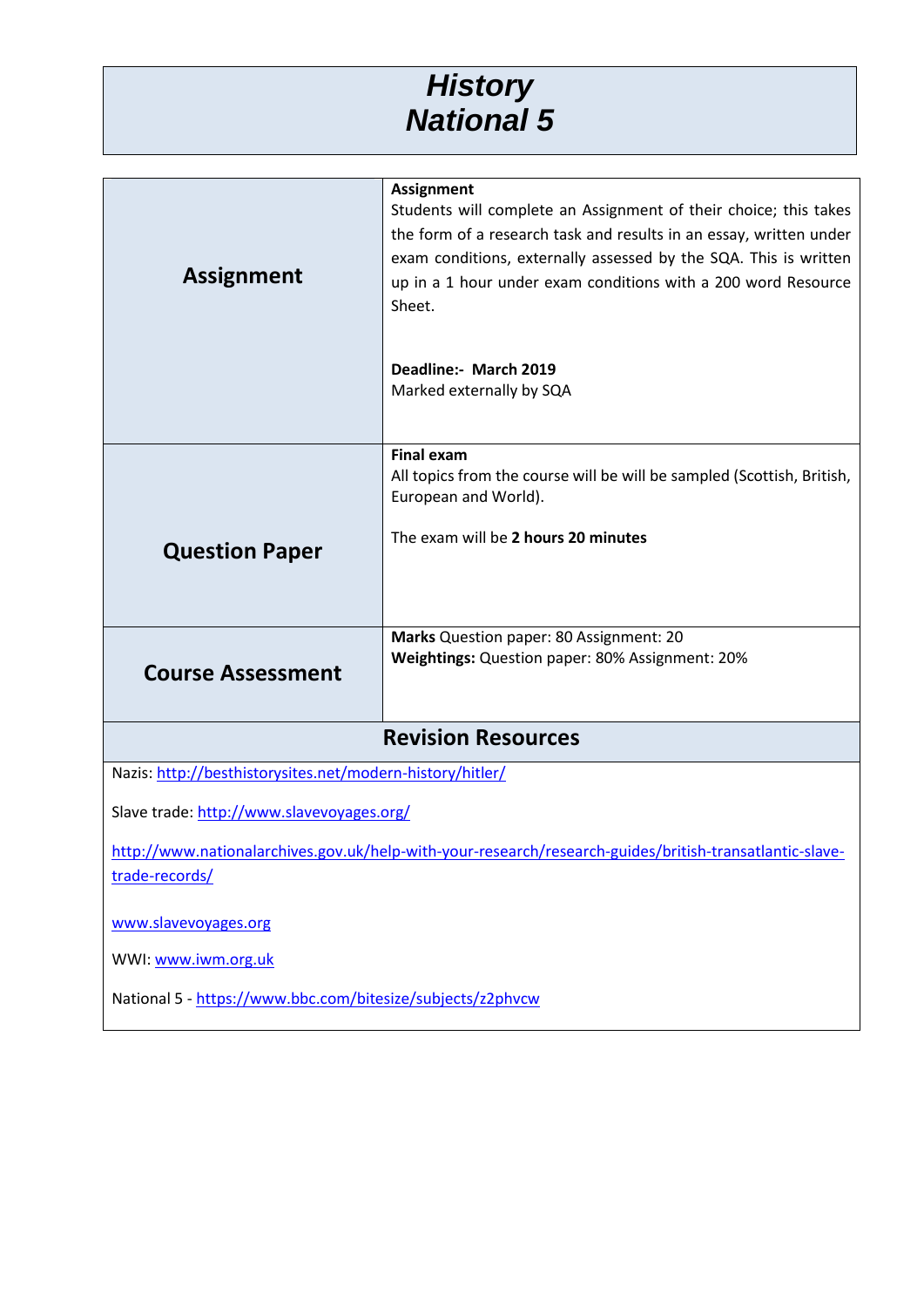# History
# National 5

| | |
|---|---|
| **Assignment** | **Assignment**<br>Students will complete an Assignment of their choice; this takes the form of a research task and results in an essay, written under exam conditions, externally assessed by the SQA. This is written up in a 1 hour under exam conditions with a 200 word Resource Sheet.<br><br>**Deadline:- March 2019**<br>Marked externally by SQA |
| **Question Paper** | **Final exam**<br>All topics from the course will be will be sampled (Scottish, British, European and World).<br><br>The exam will be **2 hours 20 minutes** |
| **Course Assessment** | **Marks** Question paper: 80 Assignment: 20<br>**Weightings:** Question paper: 80% Assignment: 20% |

## Revision Resources

Nazis: http://besthistorysites.net/modern-history/hitler/

Slave trade: http://www.slavevoyages.org/

http://www.nationalarchives.gov.uk/help-with-your-research/research-guides/british-transatlantic-slave-trade-records/

www.slavevoyages.org

WWI: www.iwm.org.uk

National 5 - https://www.bbc.com/bitesize/subjects/z2phvcw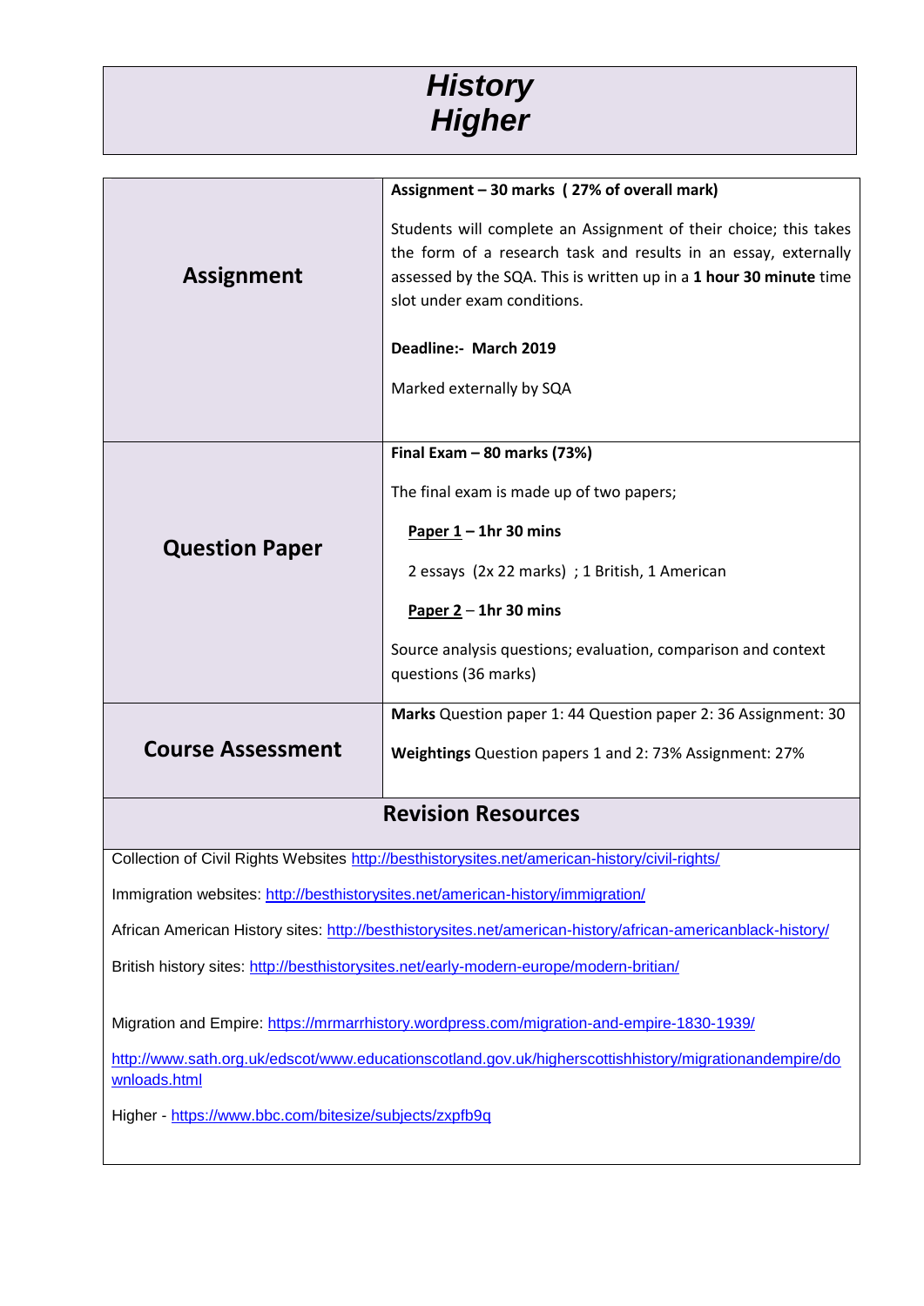# *History*
# *Higher*

| | |
|---|---|
| **Assignment** | **Assignment – 30 marks ( 27% of overall mark)**<br><br>Students will complete an Assignment of their choice; this takes the form of a research task and results in an essay, externally assessed by the SQA. This is written up in a **1 hour 30 minute** time slot under exam conditions.<br><br>**Deadline:- March 2019**<br><br>Marked externally by SQA |
| **Question Paper** | **Final Exam – 80 marks (73%)**<br><br>The final exam is made up of two papers;<br><br>**Paper 1 – 1hr 30 mins**<br><br>2 essays (2x 22 marks) ; 1 British, 1 American<br><br>**Paper 2** – **1hr 30 mins**<br><br>Source analysis questions; evaluation, comparison and context questions (36 marks) |
| **Course Assessment** | **Marks** Question paper 1: 44 Question paper 2: 36 Assignment: 30<br><br>**Weightings** Question papers 1 and 2: 73% Assignment: 27% |

## Revision Resources

Collection of Civil Rights Websites http://besthistorysites.net/american-history/civil-rights/

Immigration websites: http://besthistorysites.net/american-history/immigration/

African American History sites: http://besthistorysites.net/american-history/african-americanblack-history/

British history sites: http://besthistorysites.net/early-modern-europe/modern-britian/

Migration and Empire: https://mrmarrhistory.wordpress.com/migration-and-empire-1830-1939/

http://www.sath.org.uk/edscot/www.educationscotland.gov.uk/higherscottishhistory/migrationandempire/downloads.html

Higher - https://www.bbc.com/bitesize/subjects/zxpfb9q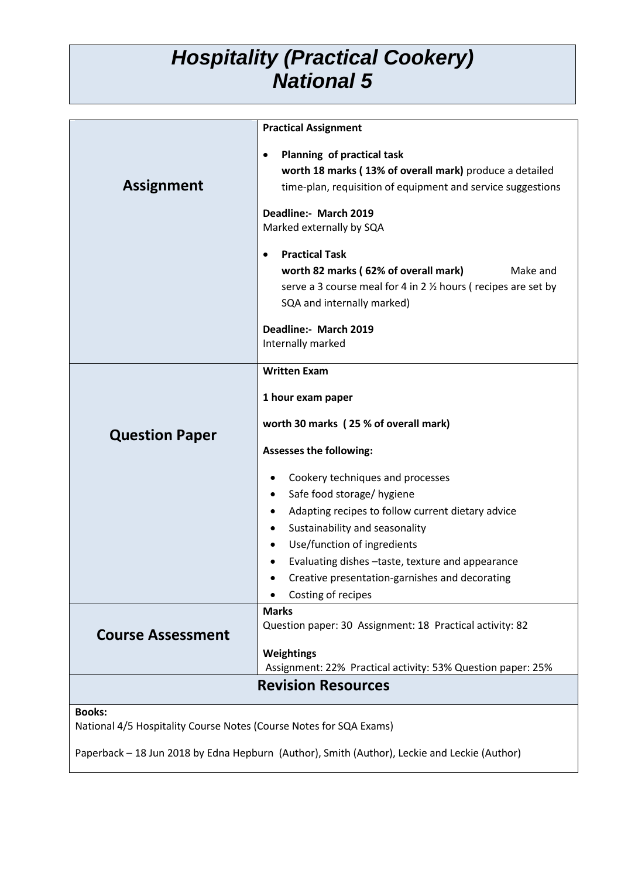# *Hospitality (Practical Cookery)*
# *National 5*

| | |
|---|---|
| **Assignment** | **Practical Assignment**<br><br>• **Planning of practical task**<br>**worth 18 marks ( 13% of overall mark)** produce a detailed time-plan, requisition of equipment and service suggestions<br><br>**Deadline:- March 2019**<br>Marked externally by SQA<br><br>• **Practical Task**<br>**worth 82 marks ( 62% of overall mark)** Make and serve a 3 course meal for 4 in 2 ½ hours ( recipes are set by SQA and internally marked)<br><br>**Deadline:- March 2019**<br>Internally marked |
| **Question Paper** | **Written Exam**<br><br>**1 hour exam paper**<br><br>**worth 30 marks ( 25 % of overall mark)**<br><br>**Assesses the following:**<br><br>• Cookery techniques and processes<br>• Safe food storage/ hygiene<br>• Adapting recipes to follow current dietary advice<br>• Sustainability and seasonality<br>• Use/function of ingredients<br>• Evaluating dishes –taste, texture and appearance<br>• Creative presentation-garnishes and decorating<br>• Costing of recipes |
| **Course Assessment** | **Marks**<br>Question paper: 30 Assignment: 18 Practical activity: 82<br><br>**Weightings**<br>Assignment: 22% Practical activity: 53% Question paper: 25% |

## Revision Resources

**Books:**

National 4/5 Hospitality Course Notes (Course Notes for SQA Exams)

Paperback – 18 Jun 2018 by Edna Hepburn (Author), Smith (Author), Leckie and Leckie (Author)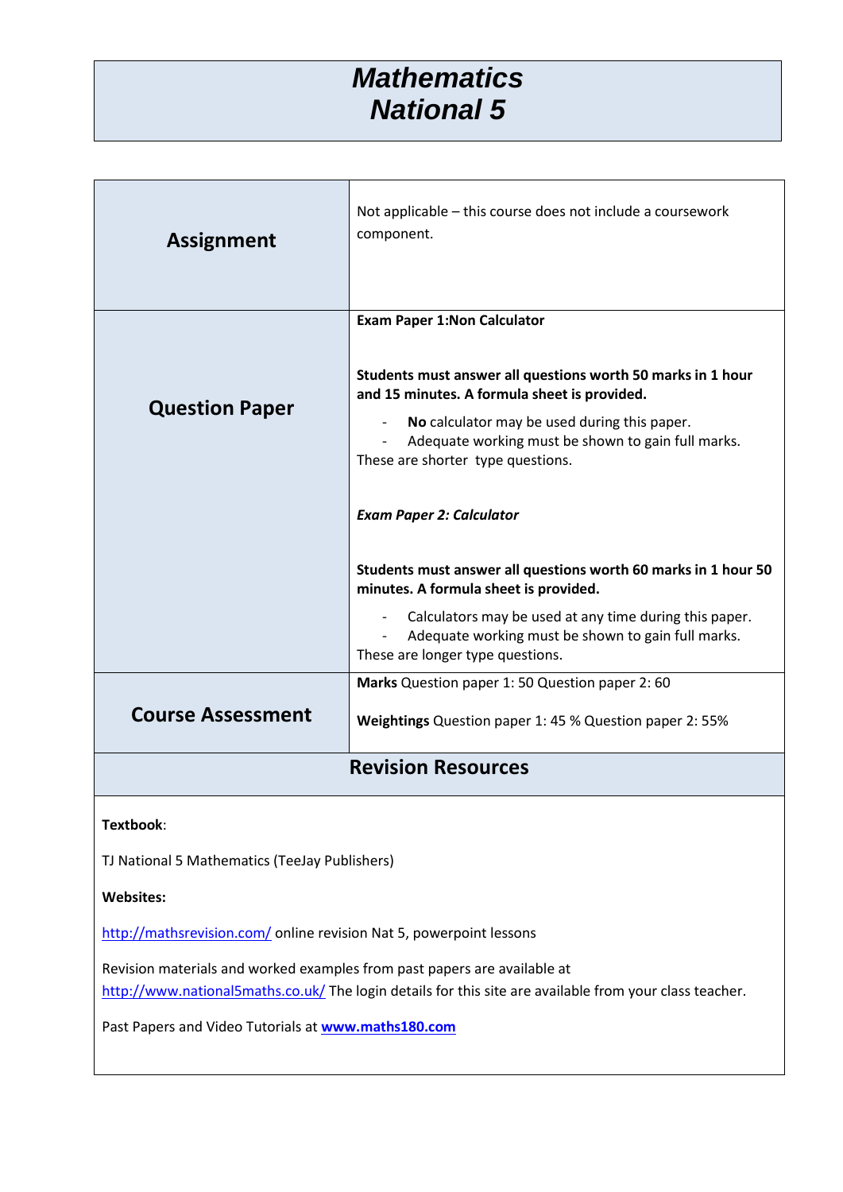# *Mathematics National 5*

| | |
|---|---|
| **Assignment** | Not applicable – this course does not include a coursework component. |
| **Question Paper** | **Exam Paper 1:Non Calculator**<br><br>**Students must answer all questions worth 50 marks in 1 hour and 15 minutes. A formula sheet is provided.**<br>- **No** calculator may be used during this paper.<br>- Adequate working must be shown to gain full marks.<br><br>These are shorter type questions.<br><br>***Exam Paper 2: Calculator***<br><br>**Students must answer all questions worth 60 marks in 1 hour 50 minutes. A formula sheet is provided.**<br>- Calculators may be used at any time during this paper.<br>- Adequate working must be shown to gain full marks.<br><br>These are longer type questions. |
| **Course Assessment** | **Marks** Question paper 1: 50 Question paper 2: 60<br><br>**Weightings** Question paper 1: 45 % Question paper 2: 55% |

## Revision Resources

**Textbook**:

TJ National 5 Mathematics (TeeJay Publishers)

**Websites:**

[http://mathsrevision.com/](http://mathsrevision.com/) online revision Nat 5, powerpoint lessons

Revision materials and worked examples from past papers are available at [http://www.national5maths.co.uk/](http://www.national5maths.co.uk/) The login details for this site are available from your class teacher.

Past Papers and Video Tutorials at **[www.maths180.com](http://www.maths180.com)**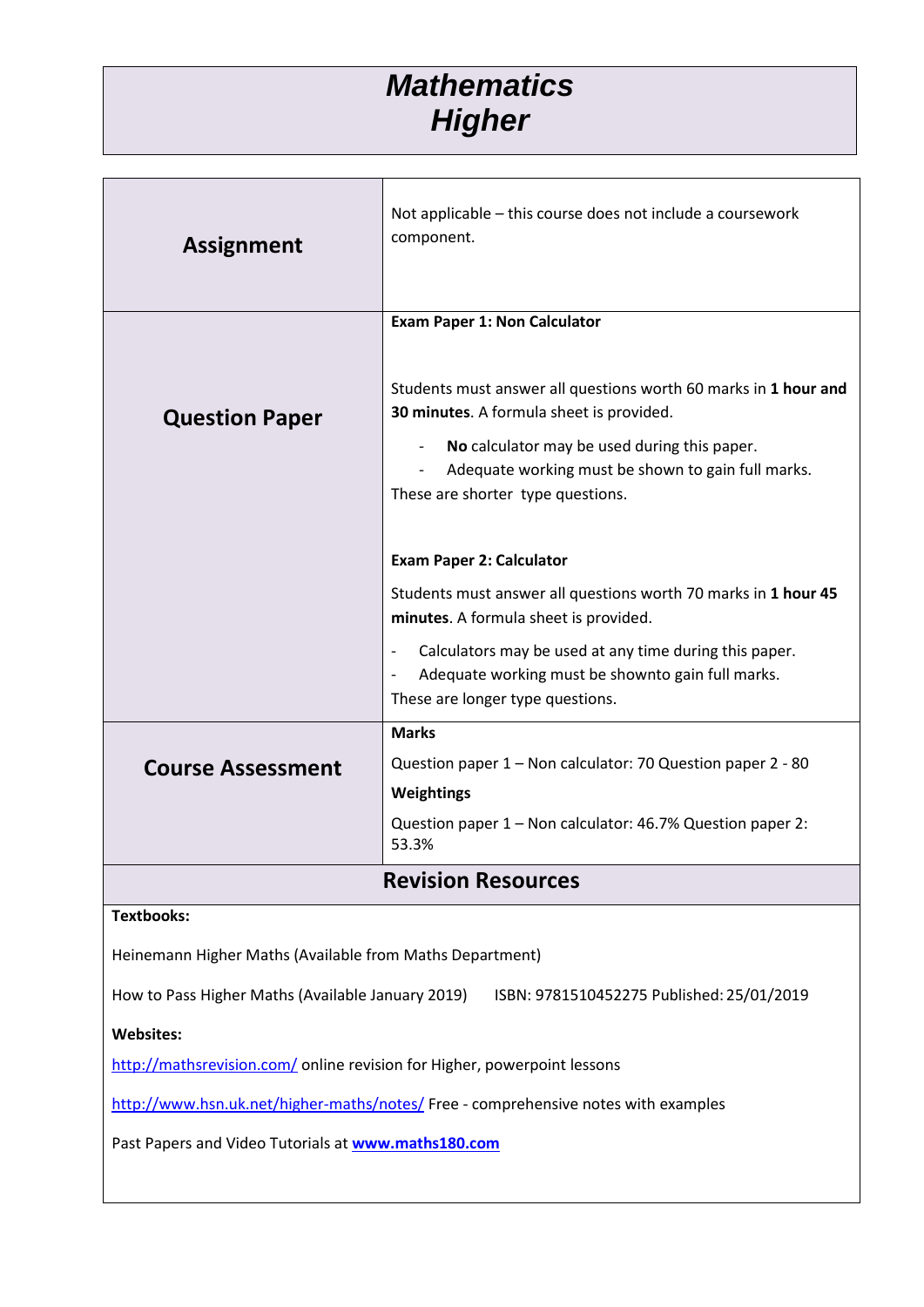# *Mathematics Higher*

| | |
|---|---|
| **Assignment** | Not applicable – this course does not include a coursework component. |
| **Question Paper** | **Exam Paper 1: Non Calculator**<br><br>Students must answer all questions worth 60 marks in **1 hour and 30 minutes**. A formula sheet is provided.<br>- **No** calculator may be used during this paper.<br>- Adequate working must be shown to gain full marks.<br>These are shorter type questions.<br><br>**Exam Paper 2: Calculator**<br><br>Students must answer all questions worth 70 marks in **1 hour 45 minutes**. A formula sheet is provided.<br>- Calculators may be used at any time during this paper.<br>- Adequate working must be shownto gain full marks.<br>These are longer type questions. |
| **Course Assessment** | **Marks**<br>Question paper 1 – Non calculator: 70 Question paper 2 - 80<br>**Weightings**<br>Question paper 1 – Non calculator: 46.7% Question paper 2: 53.3% |

## Revision Resources

**Textbooks:**

Heinemann Higher Maths (Available from Maths Department)

How to Pass Higher Maths (Available January 2019) ISBN: 9781510452275 Published: 25/01/2019

**Websites:**

http://mathsrevision.com/ online revision for Higher, powerpoint lessons

http://www.hsn.uk.net/higher-maths/notes/ Free - comprehensive notes with examples

Past Papers and Video Tutorials at **www.maths180.com**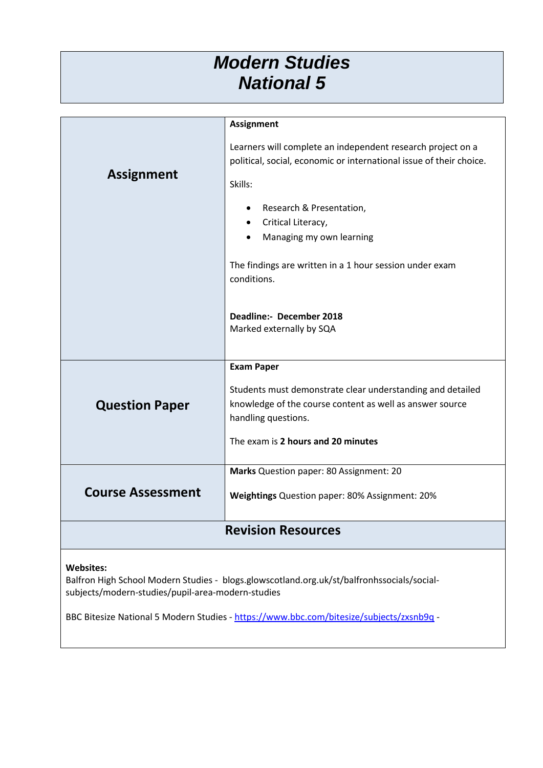# *Modern Studies National 5*

| | |
|---|---|
| **Assignment** | **Assignment**<br><br>Learners will complete an independent research project on a political, social, economic or international issue of their choice.<br><br>Skills:<br><br>• Research & Presentation,<br>• Critical Literacy,<br>• Managing my own learning<br><br>The findings are written in a 1 hour session under exam conditions.<br><br>**Deadline:- December 2018**<br>Marked externally by SQA |
| **Question Paper** | **Exam Paper**<br><br>Students must demonstrate clear understanding and detailed knowledge of the course content as well as answer source handling questions.<br><br>The exam is **2 hours and 20 minutes** |
| **Course Assessment** | **Marks** Question paper: 80 Assignment: 20<br><br>**Weightings** Question paper: 80% Assignment: 20% |

## Revision Resources

**Websites:**
Balfron High School Modern Studies - blogs.glowscotland.org.uk/st/balfronhssocials/social-subjects/modern-studies/pupil-area-modern-studies

BBC Bitesize National 5 Modern Studies - https://www.bbc.com/bitesize/subjects/zxsnb9q -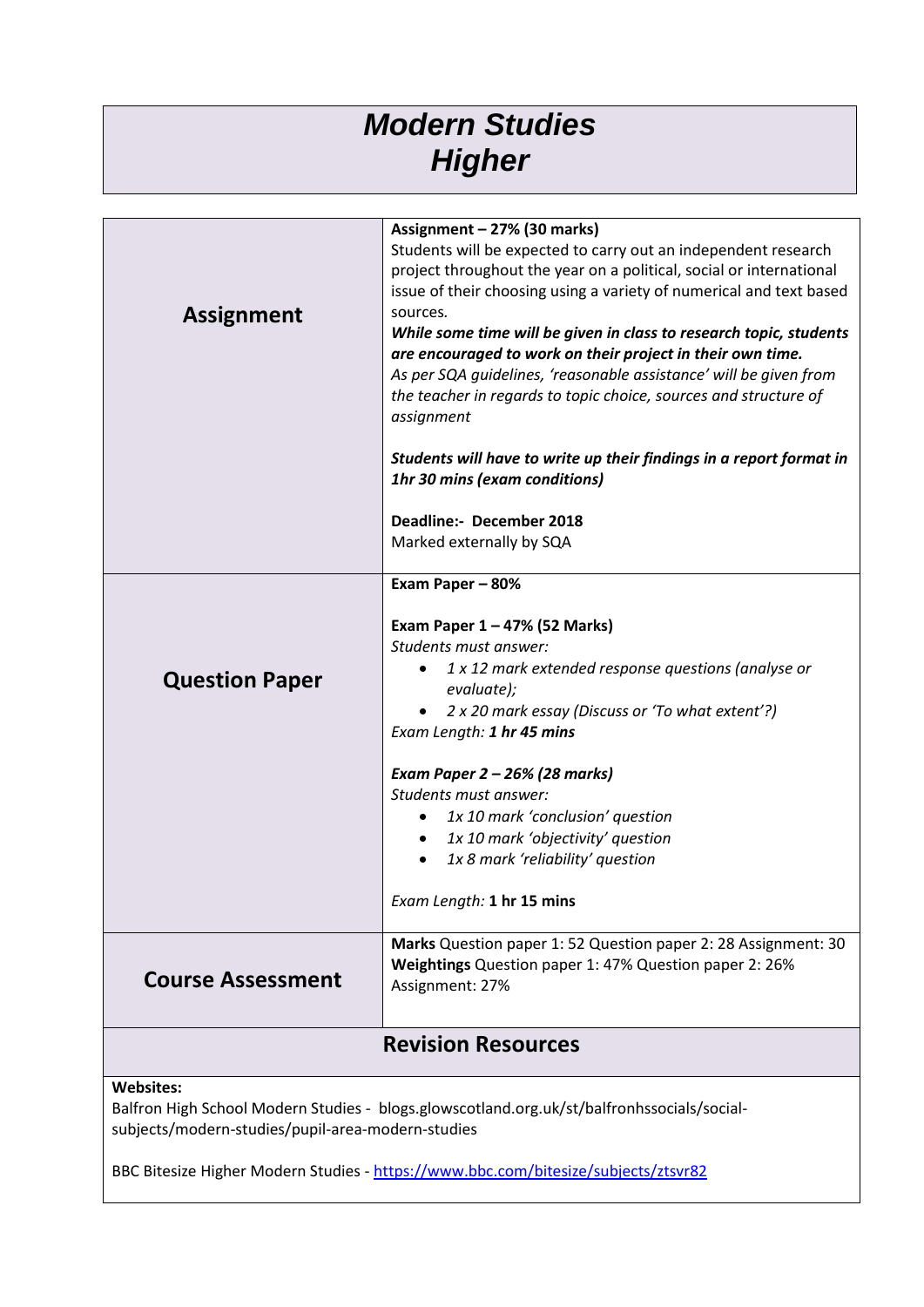# *Modern Studies*
# *Higher*

| | |
|---|---|
| **Assignment** | **Assignment – 27% (30 marks)**<br>Students will be expected to carry out an independent research project throughout the year on a political, social or international issue of their choosing using a variety of numerical and text based sources.<br>***While some time will be given in class to research topic, students are encouraged to work on their project in their own time.***<br>*As per SQA guidelines, 'reasonable assistance' will be given from the teacher in regards to topic choice, sources and structure of assignment*<br><br>***Students will have to write up their findings in a report format in 1hr 30 mins (exam conditions)***<br><br>**Deadline:- December 2018**<br>Marked externally by SQA |
| **Question Paper** | **Exam Paper – 80%**<br><br>**Exam Paper 1 – 47% (52 Marks)**<br>*Students must answer:*<br>• *1 x 12 mark extended response questions (analyse or evaluate);*<br>• *2 x 20 mark essay (Discuss or 'To what extent'?)*<br>*Exam Length:* ***1 hr 45 mins***<br><br>***Exam Paper 2 – 26% (28 marks)***<br>*Students must answer:*<br>• *1x 10 mark 'conclusion' question*<br>• *1x 10 mark 'objectivity' question*<br>• *1x 8 mark 'reliability' question*<br><br>*Exam Length:* **1 hr 15 mins** |
| **Course Assessment** | **Marks** Question paper 1: 52 Question paper 2: 28 Assignment: 30<br>**Weightings** Question paper 1: 47% Question paper 2: 26% Assignment: 27% |

## Revision Resources

**Websites:**

Balfron High School Modern Studies - blogs.glowscotland.org.uk/st/balfronhssocials/social-subjects/modern-studies/pupil-area-modern-studies

BBC Bitesize Higher Modern Studies - https://www.bbc.com/bitesize/subjects/ztsvr82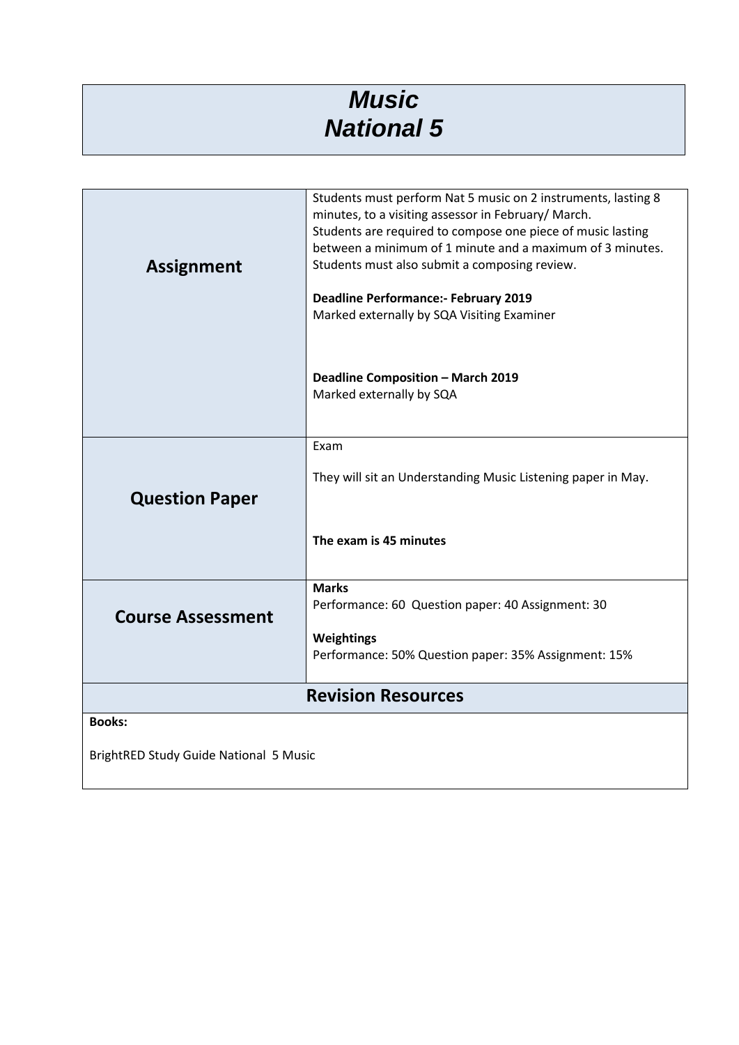# *Music*
# *National 5*

| | |
|---|---|
| **Assignment** | Students must perform Nat 5 music on 2 instruments, lasting 8 minutes, to a visiting assessor in February/ March.<br>Students are required to compose one piece of music lasting between a minimum of 1 minute and a maximum of 3 minutes.<br>Students must also submit a composing review.<br><br>**Deadline Performance:- February 2019**<br>Marked externally by SQA Visiting Examiner<br><br>**Deadline Composition – March 2019**<br>Marked externally by SQA |
| **Question Paper** | Exam<br><br>They will sit an Understanding Music Listening paper in May.<br><br>**The exam is 45 minutes** |
| **Course Assessment** | **Marks**<br>Performance: 60 Question paper: 40 Assignment: 30<br><br>**Weightings**<br>Performance: 50% Question paper: 35% Assignment: 15% |

## Revision Resources

**Books:**

BrightRED Study Guide National 5 Music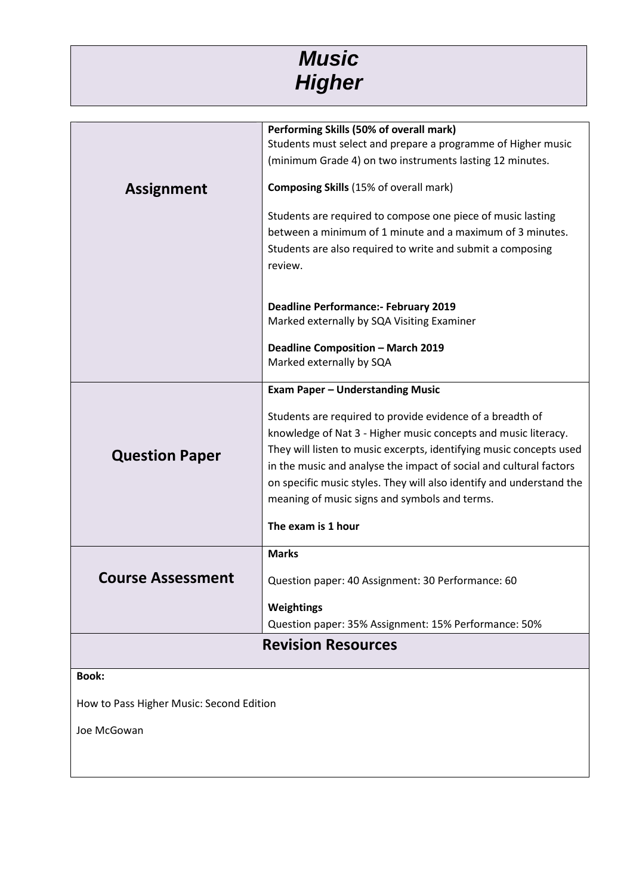# *Music*
# *Higher*

| | |
|---|---|
| **Assignment** | **Performing Skills (50% of overall mark)**<br>Students must select and prepare a programme of Higher music (minimum Grade 4) on two instruments lasting 12 minutes.<br><br>**Composing Skills** (15% of overall mark)<br><br>Students are required to compose one piece of music lasting between a minimum of 1 minute and a maximum of 3 minutes. Students are also required to write and submit a composing review.<br><br>**Deadline Performance:- February 2019**<br>Marked externally by SQA Visiting Examiner<br><br>**Deadline Composition – March 2019**<br>Marked externally by SQA |
| **Question Paper** | **Exam Paper – Understanding Music**<br><br>Students are required to provide evidence of a breadth of knowledge of Nat 3 - Higher music concepts and music literacy. They will listen to music excerpts, identifying music concepts used in the music and analyse the impact of social and cultural factors on specific music styles. They will also identify and understand the meaning of music signs and symbols and terms.<br><br>**The exam is 1 hour** |
| **Course Assessment** | **Marks**<br><br>Question paper: 40 Assignment: 30 Performance: 60<br><br>**Weightings**<br>Question paper: 35% Assignment: 15% Performance: 50% |

## Revision Resources

**Book:**

How to Pass Higher Music: Second Edition

Joe McGowan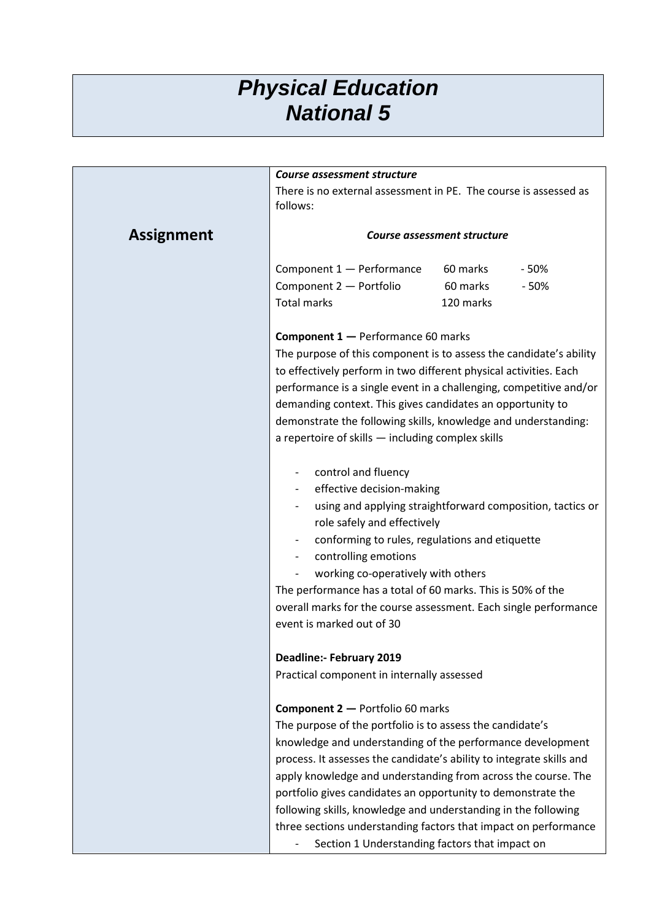# *Physical Education National 5*

## Assignment

***Course assessment structure***

There is no external assessment in PE. The course is assessed as follows:

***Course assessment structure***

| | | |
|---|---|---|
| Component 1 — Performance | 60 marks | - 50% |
| Component 2 — Portfolio | 60 marks | - 50% |
| Total marks | 120 marks | |

**Component 1 —** Performance 60 marks

The purpose of this component is to assess the candidate's ability to effectively perform in two different physical activities. Each performance is a single event in a challenging, competitive and/or demanding context. This gives candidates an opportunity to demonstrate the following skills, knowledge and understanding: a repertoire of skills — including complex skills

- control and fluency
- effective decision-making
- using and applying straightforward composition, tactics or role safely and effectively
- conforming to rules, regulations and etiquette
- controlling emotions
- working co-operatively with others

The performance has a total of 60 marks. This is 50% of the overall marks for the course assessment. Each single performance event is marked out of 30

**Deadline:- February 2019**

Practical component in internally assessed

**Component 2 —** Portfolio 60 marks

The purpose of the portfolio is to assess the candidate's knowledge and understanding of the performance development process. It assesses the candidate's ability to integrate skills and apply knowledge and understanding from across the course. The portfolio gives candidates an opportunity to demonstrate the following skills, knowledge and understanding in the following three sections understanding factors that impact on performance

- Section 1 Understanding factors that impact on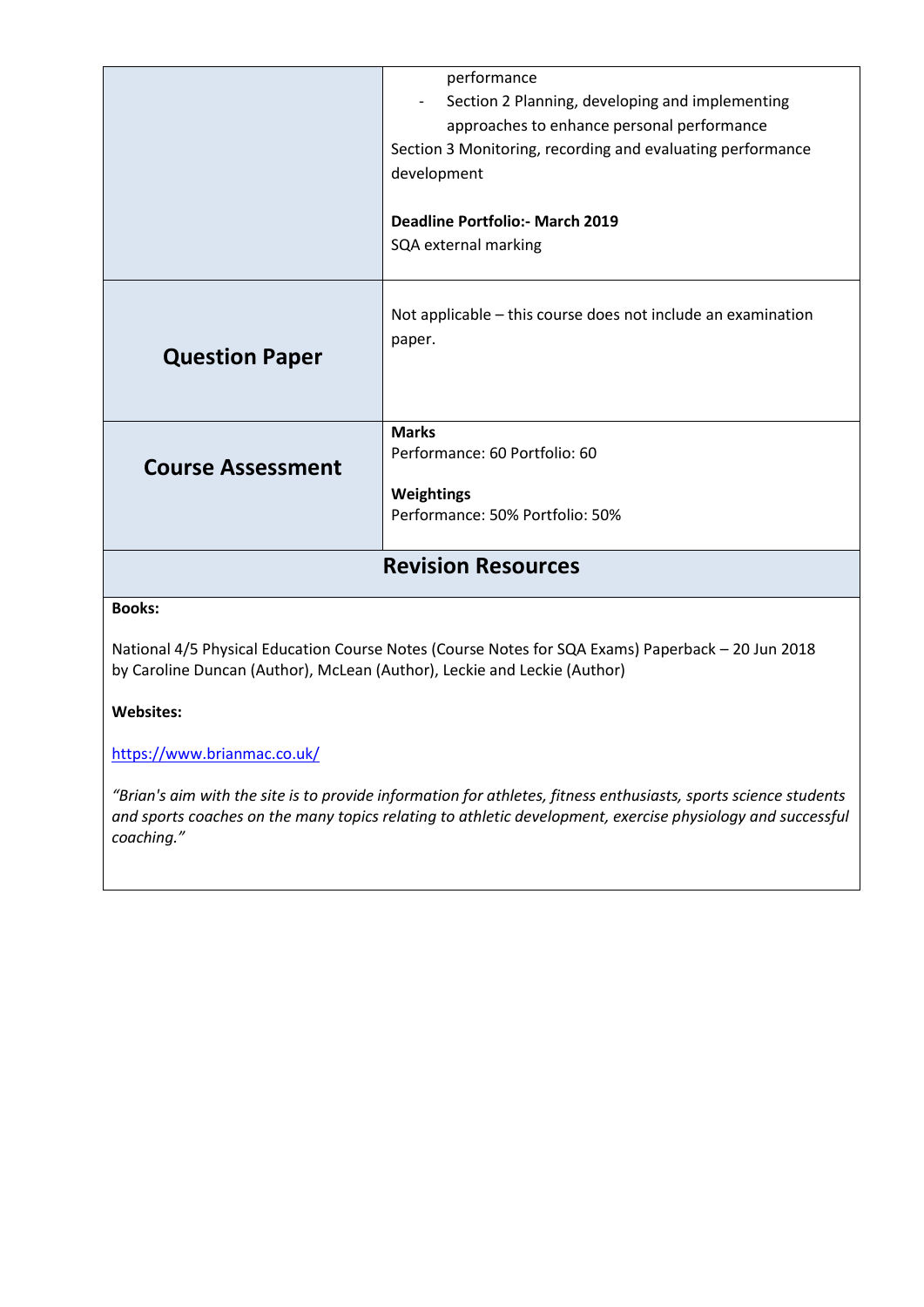| | |
|---|---|
| | performance<br>- Section 2 Planning, developing and implementing approaches to enhance personal performance<br>Section 3 Monitoring, recording and evaluating performance development<br><br>**Deadline Portfolio:- March 2019**<br>SQA external marking |
| **Question Paper** | Not applicable – this course does not include an examination paper. |
| **Course Assessment** | **Marks**<br>Performance: 60 Portfolio: 60<br><br>**Weightings**<br>Performance: 50% Portfolio: 50% |

## Revision Resources

**Books:**

National 4/5 Physical Education Course Notes (Course Notes for SQA Exams) Paperback – 20 Jun 2018 by Caroline Duncan (Author), McLean (Author), Leckie and Leckie (Author)

**Websites:**

https://www.brianmac.co.uk/

*"Brian's aim with the site is to provide information for athletes, fitness enthusiasts, sports science students and sports coaches on the many topics relating to athletic development, exercise physiology and successful coaching."*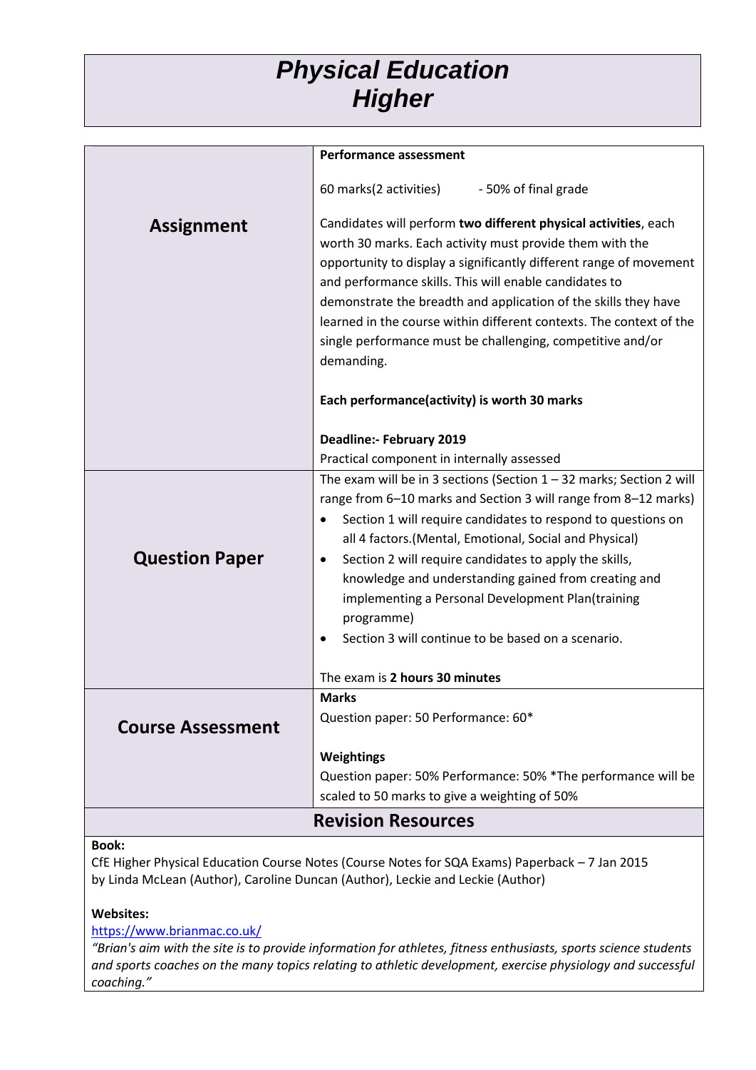# *Physical Education Higher*

| | |
|---|---|
| **Assignment** | **Performance assessment**<br><br>60 marks(2 activities) - 50% of final grade<br><br>Candidates will perform **two different physical activities**, each worth 30 marks. Each activity must provide them with the opportunity to display a significantly different range of movement and performance skills. This will enable candidates to demonstrate the breadth and application of the skills they have learned in the course within different contexts. The context of the single performance must be challenging, competitive and/or demanding.<br><br>**Each performance(activity) is worth 30 marks**<br><br>**Deadline:- February 2019**<br>Practical component in internally assessed |
| **Question Paper** | The exam will be in 3 sections (Section 1 – 32 marks; Section 2 will range from 6–10 marks and Section 3 will range from 8–12 marks)<br>• Section 1 will require candidates to respond to questions on all 4 factors.(Mental, Emotional, Social and Physical)<br>• Section 2 will require candidates to apply the skills, knowledge and understanding gained from creating and implementing a Personal Development Plan(training programme)<br>• Section 3 will continue to be based on a scenario.<br><br>The exam is **2 hours 30 minutes** |
| **Course Assessment** | **Marks**<br>Question paper: 50 Performance: 60*<br><br>**Weightings**<br>Question paper: 50% Performance: 50% *The performance will be scaled to 50 marks to give a weighting of 50% |

## Revision Resources

**Book:**
CfE Higher Physical Education Course Notes (Course Notes for SQA Exams) Paperback – 7 Jan 2015
by Linda McLean (Author), Caroline Duncan (Author), Leckie and Leckie (Author)

**Websites:**
https://www.brianmac.co.uk/
*"Brian's aim with the site is to provide information for athletes, fitness enthusiasts, sports science students and sports coaches on the many topics relating to athletic development, exercise physiology and successful coaching."*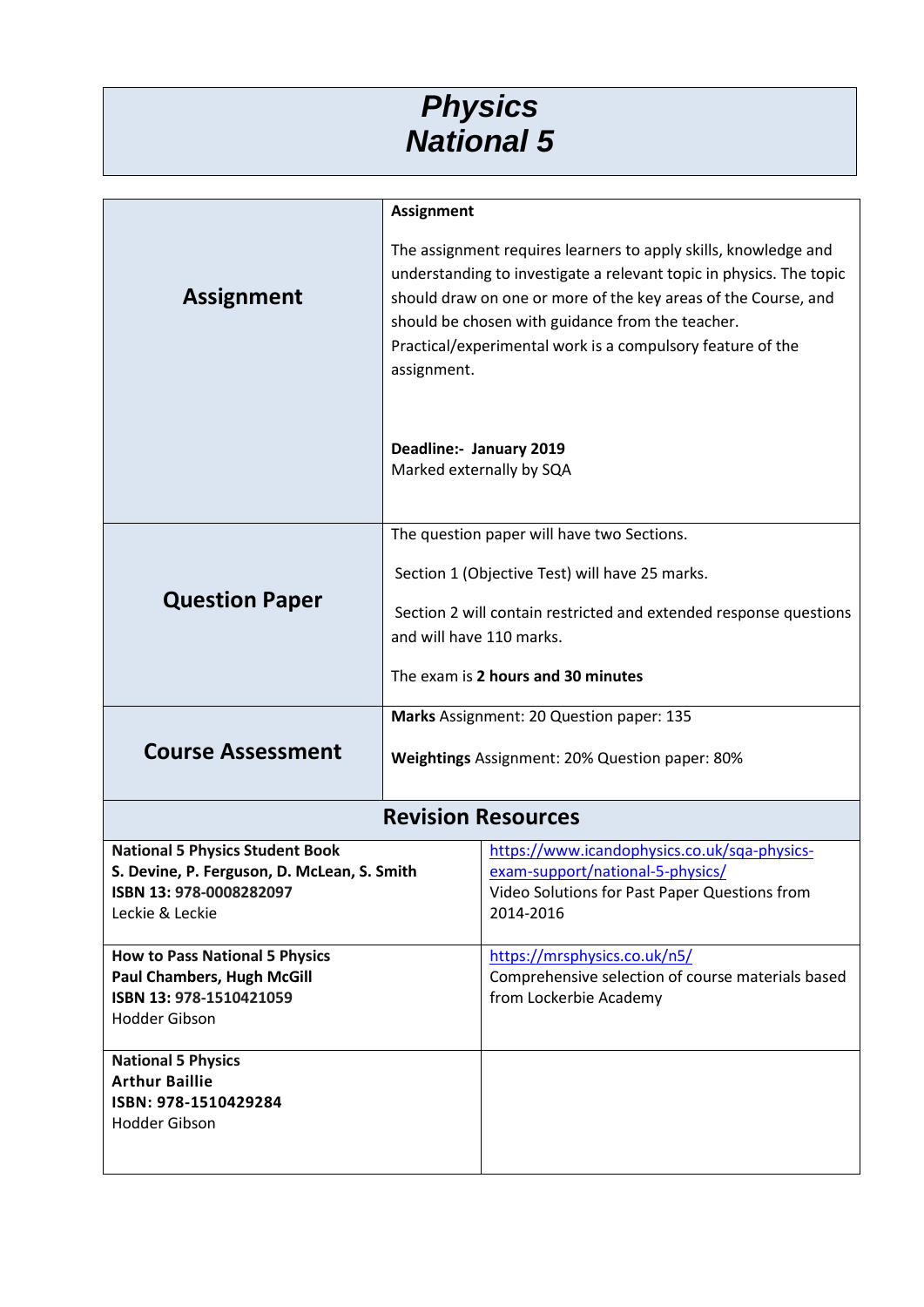# Physics National 5

| | |
|---|---|
| **Assignment** | **Assignment**<br><br>The assignment requires learners to apply skills, knowledge and understanding to investigate a relevant topic in physics. The topic should draw on one or more of the key areas of the Course, and should be chosen with guidance from the teacher. Practical/experimental work is a compulsory feature of the assignment.<br><br>**Deadline:- January 2019**<br>Marked externally by SQA |
| **Question Paper** | The question paper will have two Sections.<br><br>Section 1 (Objective Test) will have 25 marks.<br><br>Section 2 will contain restricted and extended response questions and will have 110 marks.<br><br>The exam is **2 hours and 30 minutes** |
| **Course Assessment** | **Marks** Assignment: 20 Question paper: 135<br><br>**Weightings** Assignment: 20% Question paper: 80% |

## Revision Resources

| | |
|---|---|
| **National 5 Physics Student Book**<br>**S. Devine, P. Ferguson, D. McLean, S. Smith**<br>**ISBN 13: 978-0008282097**<br>Leckie & Leckie | https://www.icandophysics.co.uk/sqa-physics-exam-support/national-5-physics/<br>Video Solutions for Past Paper Questions from 2014-2016 |
| **How to Pass National 5 Physics**<br>**Paul Chambers, Hugh McGill**<br>**ISBN 13: 978-1510421059**<br>Hodder Gibson | https://mrsphysics.co.uk/n5/<br>Comprehensive selection of course materials based from Lockerbie Academy |
| **National 5 Physics**<br>**Arthur Baillie**<br>**ISBN: 978-1510429284**<br>Hodder Gibson | |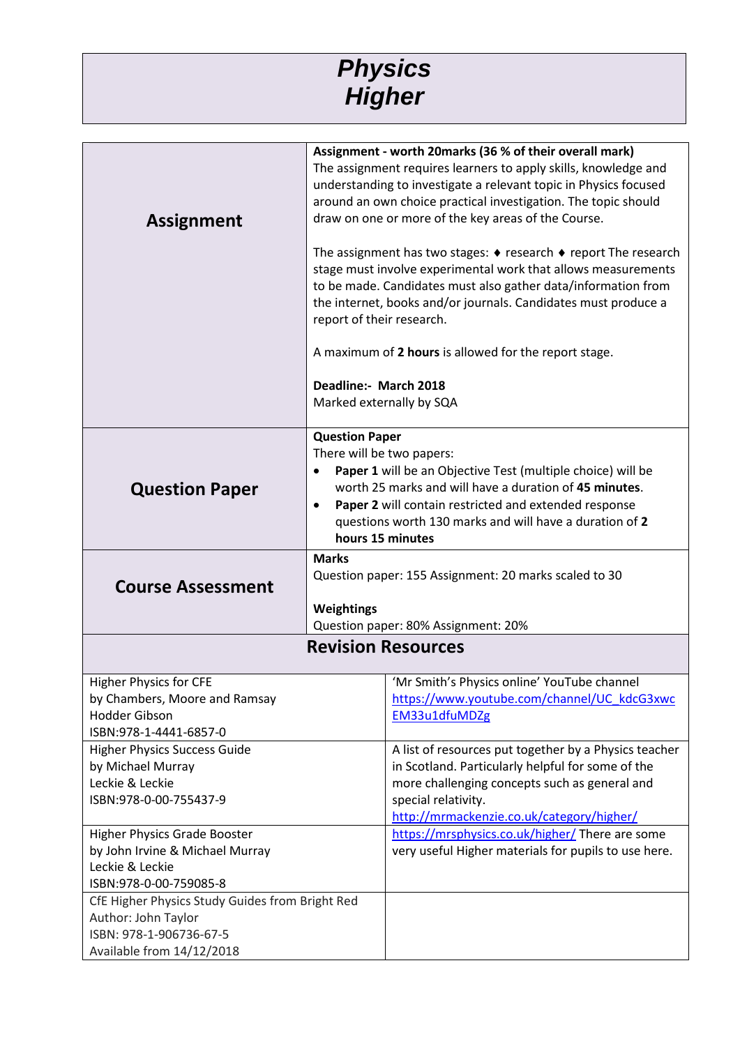# *Physics Higher*

| **Assignment** | **Assignment - worth 20marks (36 % of their overall mark)**<br>The assignment requires learners to apply skills, knowledge and understanding to investigate a relevant topic in Physics focused around an own choice practical investigation. The topic should draw on one or more of the key areas of the Course.<br><br>The assignment has two stages: ♦ research ♦ report The research stage must involve experimental work that allows measurements to be made. Candidates must also gather data/information from the internet, books and/or journals. Candidates must produce a report of their research.<br><br>A maximum of **2 hours** is allowed for the report stage.<br><br>**Deadline:- March 2018**<br>Marked externally by SQA |
|---|---|
| **Question Paper** | **Question Paper**<br>There will be two papers:<br>• **Paper 1** will be an Objective Test (multiple choice) will be worth 25 marks and will have a duration of **45 minutes**.<br>• **Paper 2** will contain restricted and extended response questions worth 130 marks and will have a duration of **2 hours 15 minutes** |
| **Course Assessment** | **Marks**<br>Question paper: 155 Assignment: 20 marks scaled to 30<br><br>**Weightings**<br>Question paper: 80% Assignment: 20% |

## Revision Resources

| | |
|---|---|
| Higher Physics for CFE<br>by Chambers, Moore and Ramsay<br>Hodder Gibson<br>ISBN:978-1-4441-6857-0 | 'Mr Smith's Physics online' YouTube channel<br>https://www.youtube.com/channel/UC_kdcG3xwcEM33u1dfuMDZg |
| Higher Physics Success Guide<br>by Michael Murray<br>Leckie & Leckie<br>ISBN:978-0-00-755437-9 | A list of resources put together by a Physics teacher in Scotland. Particularly helpful for some of the more challenging concepts such as general and special relativity.<br>http://mrmackenzie.co.uk/category/higher/ |
| Higher Physics Grade Booster<br>by John Irvine & Michael Murray<br>Leckie & Leckie<br>ISBN:978-0-00-759085-8 | https://mrsphysics.co.uk/higher/ There are some very useful Higher materials for pupils to use here. |
| CfE Higher Physics Study Guides from Bright Red<br>Author: John Taylor<br>ISBN: 978-1-906736-67-5<br>Available from 14/12/2018 | |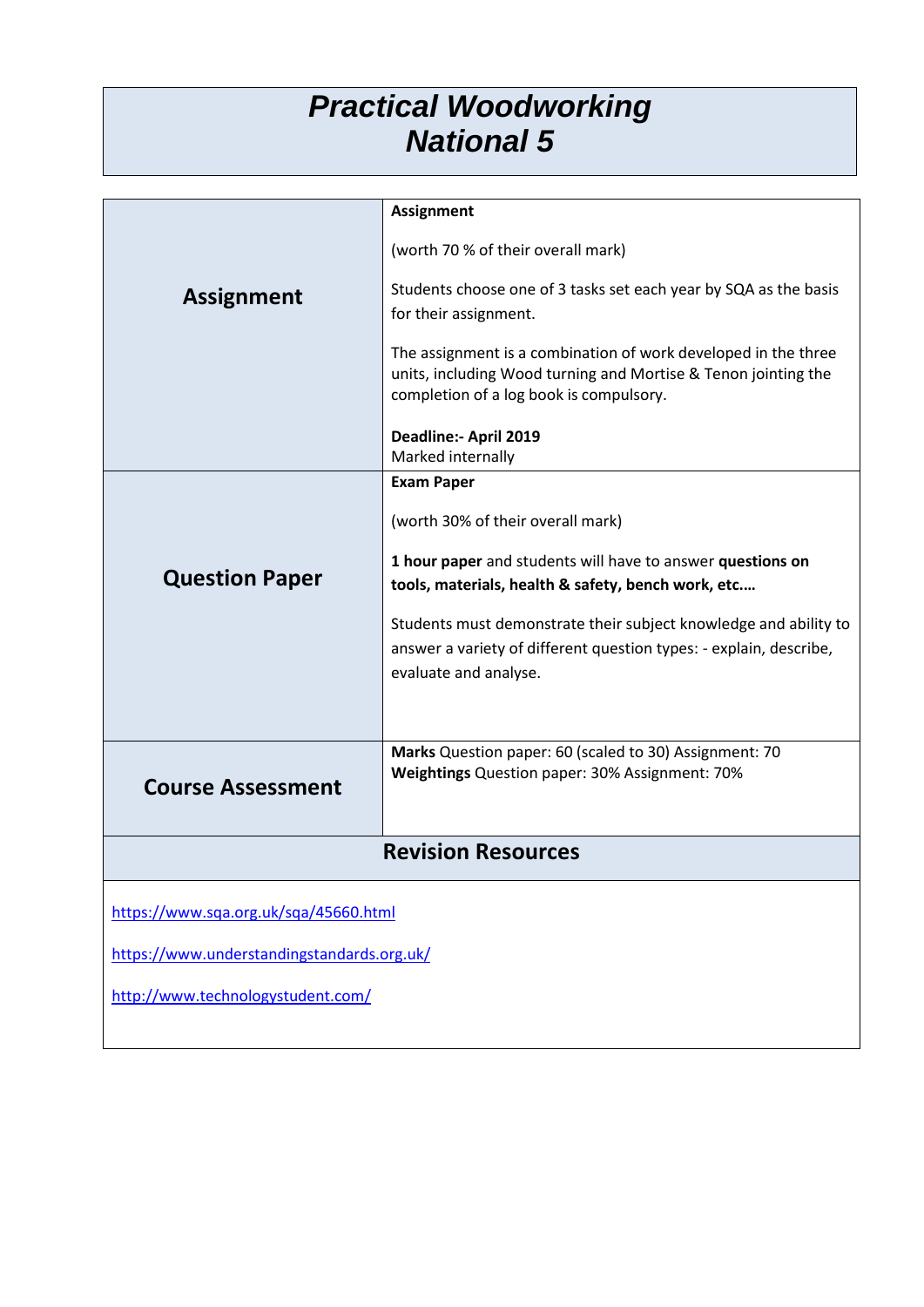# *Practical Woodworking National 5*

| | |
|---|---|
| **Assignment** | **Assignment**<br><br>(worth 70 % of their overall mark)<br><br>Students choose one of 3 tasks set each year by SQA as the basis for their assignment.<br><br>The assignment is a combination of work developed in the three units, including Wood turning and Mortise & Tenon jointing the completion of a log book is compulsory.<br><br>**Deadline:- April 2019**<br>Marked internally |
| **Question Paper** | **Exam Paper**<br><br>(worth 30% of their overall mark)<br><br>**1 hour paper** and students will have to answer **questions on tools, materials, health & safety, bench work, etc.…**<br><br>Students must demonstrate their subject knowledge and ability to answer a variety of different question types: - explain, describe, evaluate and analyse. |
| **Course Assessment** | **Marks** Question paper: 60 (scaled to 30) Assignment: 70<br>**Weightings** Question paper: 30% Assignment: 70% |

## Revision Resources

https://www.sqa.org.uk/sqa/45660.html

https://www.understandingstandards.org.uk/

http://www.technologystudent.com/